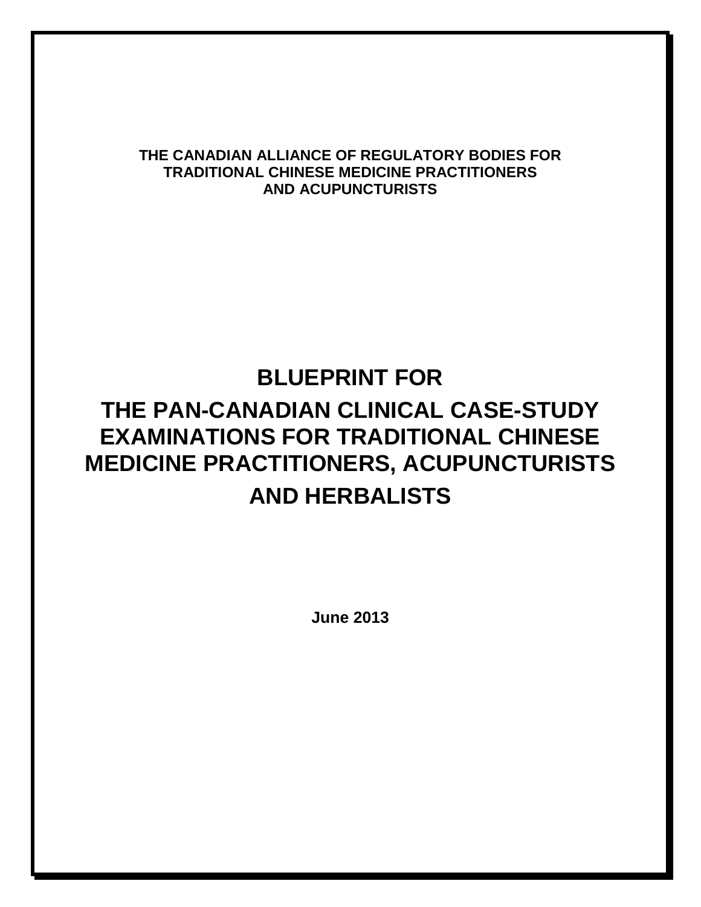**THE CANADIAN ALLIANCE OF REGULATORY BODIES FOR TRADITIONAL CHINESE MEDICINE PRACTITIONERS AND ACUPUNCTURISTS**

# BLUEPRINT FOR THE PAN-CANADIAN CLINICAL CASE-STUDY EXAMINATIONS FOR TRADITIONAL CHINESE MEDICINE PRACTITIONERS, ACUPUNCTURISTS AND HERBALISTS

**June 2013**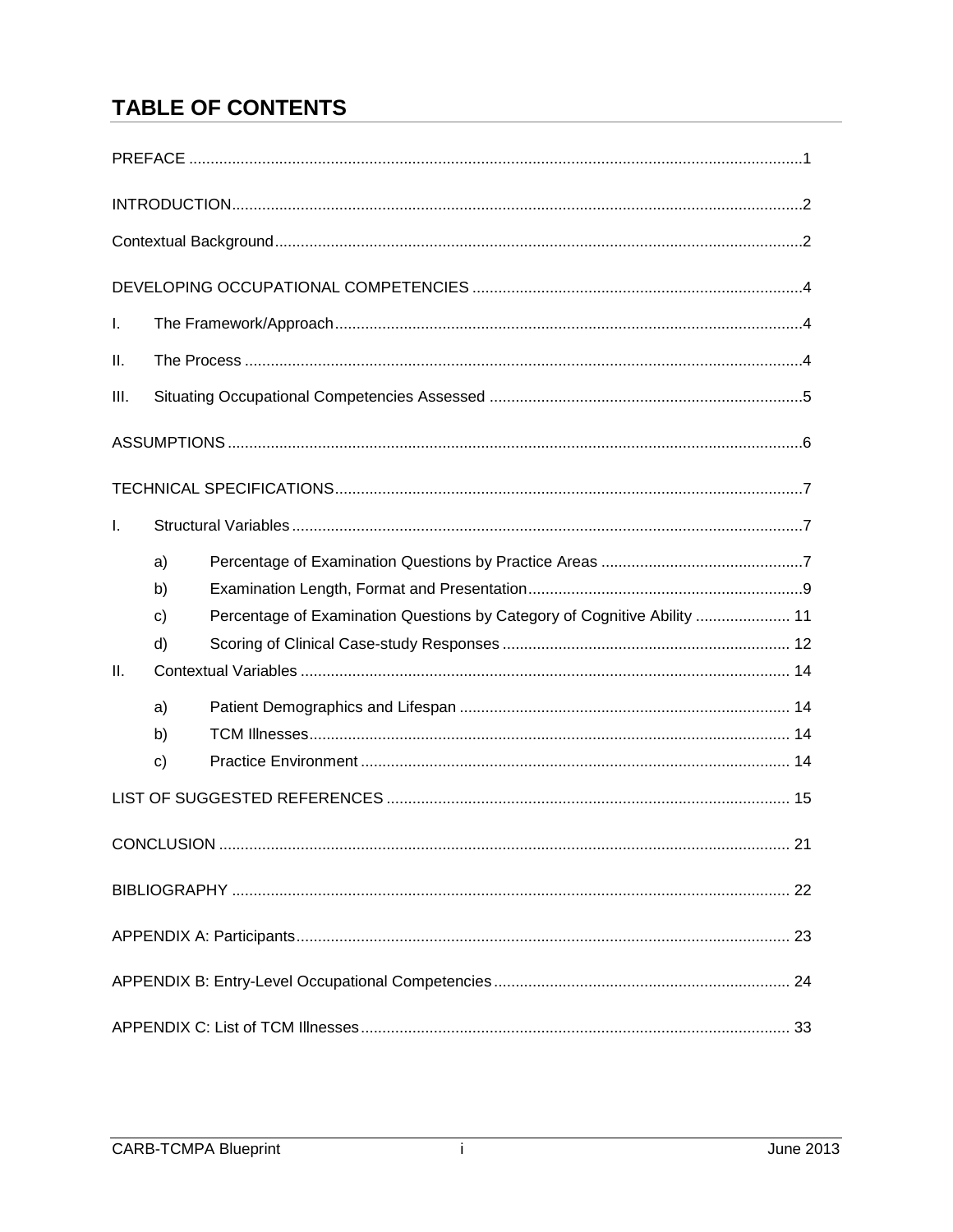# TABLE OF CONTENTS

PREFACE ..... 1

INTRODUCTION ..... 2

Contextual Background ..... 2

DEVELOPING OCCUPATIONAL COMPETENCIES ..... 4

I. The Framework/Approach ..... 4

II. The Process ..... 4

III. Situating Occupational Competencies Assessed ..... 5

ASSUMPTIONS ..... 6

TECHNICAL SPECIFICATIONS ..... 7

I. Structural Variables ..... 7

- a) Percentage of Examination Questions by Practice Areas ..... 7
- b) Examination Length, Format and Presentation ..... 9
- c) Percentage of Examination Questions by Category of Cognitive Ability ..... 11
- d) Scoring of Clinical Case-study Responses ..... 12

II. Contextual Variables ..... 14

- a) Patient Demographics and Lifespan ..... 14
- b) TCM Illnesses ..... 14
- c) Practice Environment ..... 14

LIST OF SUGGESTED REFERENCES ..... 15

CONCLUSION ..... 21

BIBLIOGRAPHY ..... 22

APPENDIX A: Participants ..... 23

APPENDIX B: Entry-Level Occupational Competencies ..... 24

APPENDIX C: List of TCM Illnesses ..... 33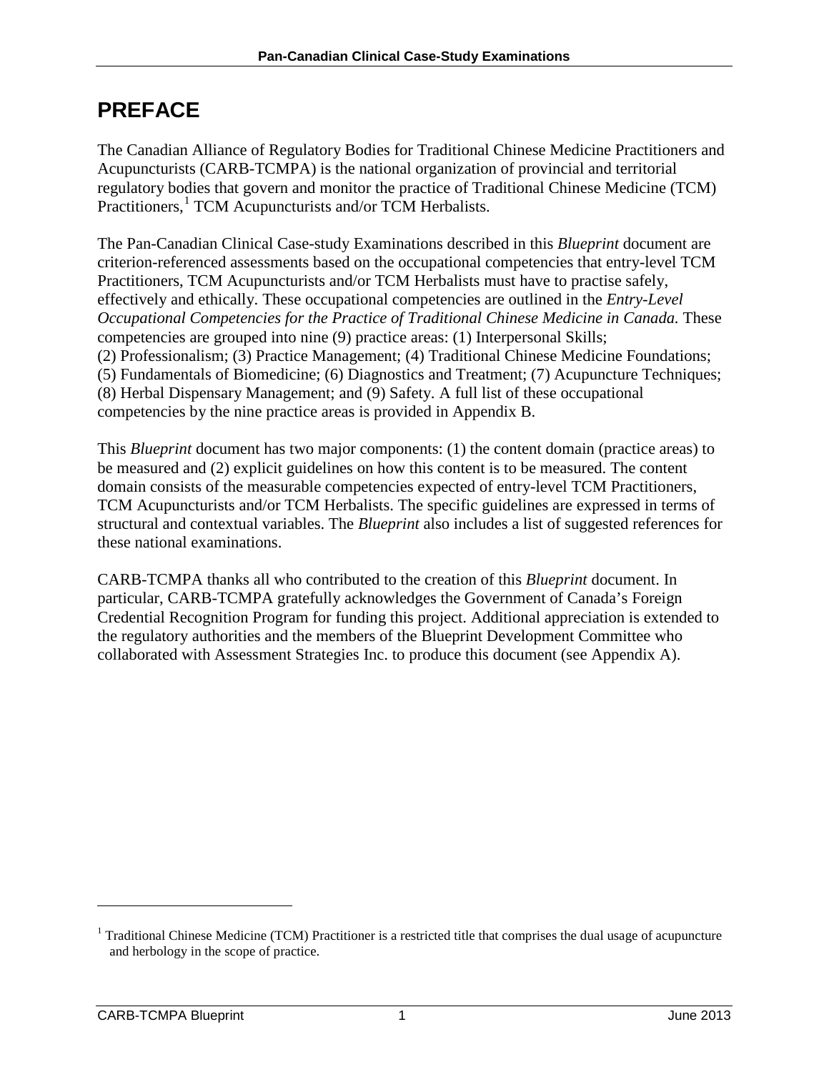# PREFACE

The Canadian Alliance of Regulatory Bodies for Traditional Chinese Medicine Practitioners and Acupuncturists (CARB-TCMPA) is the national organization of provincial and territorial regulatory bodies that govern and monitor the practice of Traditional Chinese Medicine (TCM) Practitioners,[1] TCM Acupuncturists and/or TCM Herbalists.

The Pan-Canadian Clinical Case-study Examinations described in this *Blueprint* document are criterion-referenced assessments based on the occupational competencies that entry-level TCM Practitioners, TCM Acupuncturists and/or TCM Herbalists must have to practise safely, effectively and ethically. These occupational competencies are outlined in the *Entry-Level Occupational Competencies for the Practice of Traditional Chinese Medicine in Canada.* These competencies are grouped into nine (9) practice areas: (1) Interpersonal Skills; (2) Professionalism; (3) Practice Management; (4) Traditional Chinese Medicine Foundations; (5) Fundamentals of Biomedicine; (6) Diagnostics and Treatment; (7) Acupuncture Techniques; (8) Herbal Dispensary Management; and (9) Safety. A full list of these occupational competencies by the nine practice areas is provided in Appendix B.

This *Blueprint* document has two major components: (1) the content domain (practice areas) to be measured and (2) explicit guidelines on how this content is to be measured. The content domain consists of the measurable competencies expected of entry-level TCM Practitioners, TCM Acupuncturists and/or TCM Herbalists. The specific guidelines are expressed in terms of structural and contextual variables. The *Blueprint* also includes a list of suggested references for these national examinations.

CARB-TCMPA thanks all who contributed to the creation of this *Blueprint* document. In particular, CARB-TCMPA gratefully acknowledges the Government of Canada's Foreign Credential Recognition Program for funding this project. Additional appreciation is extended to the regulatory authorities and the members of the Blueprint Development Committee who collaborated with Assessment Strategies Inc. to produce this document (see Appendix A).

---

[1] Traditional Chinese Medicine (TCM) Practitioner is a restricted title that comprises the dual usage of acupuncture and herbology in the scope of practice.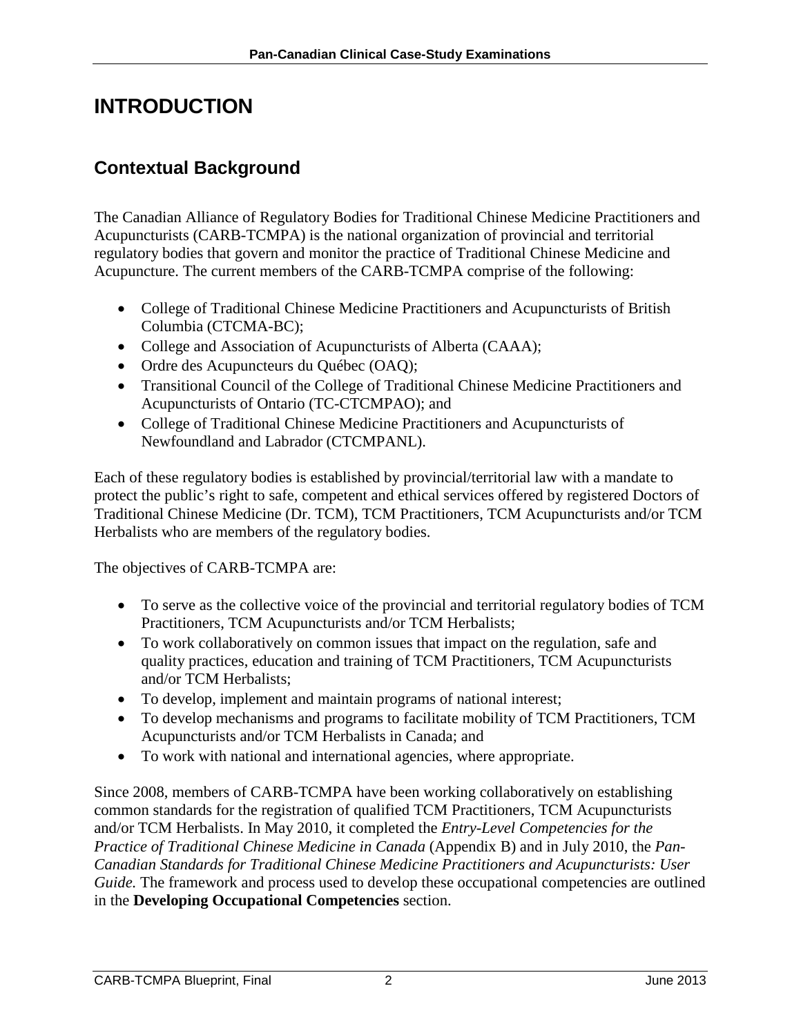# INTRODUCTION

## Contextual Background

The Canadian Alliance of Regulatory Bodies for Traditional Chinese Medicine Practitioners and Acupuncturists (CARB-TCMPA) is the national organization of provincial and territorial regulatory bodies that govern and monitor the practice of Traditional Chinese Medicine and Acupuncture. The current members of the CARB-TCMPA comprise of the following:

- College of Traditional Chinese Medicine Practitioners and Acupuncturists of British Columbia (CTCMA-BC);
- College and Association of Acupuncturists of Alberta (CAAA);
- Ordre des Acupuncteurs du Québec (OAQ);
- Transitional Council of the College of Traditional Chinese Medicine Practitioners and Acupuncturists of Ontario (TC-CTCMPAO); and
- College of Traditional Chinese Medicine Practitioners and Acupuncturists of Newfoundland and Labrador (CTCMPANL).

Each of these regulatory bodies is established by provincial/territorial law with a mandate to protect the public's right to safe, competent and ethical services offered by registered Doctors of Traditional Chinese Medicine (Dr. TCM), TCM Practitioners, TCM Acupuncturists and/or TCM Herbalists who are members of the regulatory bodies.

The objectives of CARB-TCMPA are:

- To serve as the collective voice of the provincial and territorial regulatory bodies of TCM Practitioners, TCM Acupuncturists and/or TCM Herbalists;
- To work collaboratively on common issues that impact on the regulation, safe and quality practices, education and training of TCM Practitioners, TCM Acupuncturists and/or TCM Herbalists;
- To develop, implement and maintain programs of national interest;
- To develop mechanisms and programs to facilitate mobility of TCM Practitioners, TCM Acupuncturists and/or TCM Herbalists in Canada; and
- To work with national and international agencies, where appropriate.

Since 2008, members of CARB-TCMPA have been working collaboratively on establishing common standards for the registration of qualified TCM Practitioners, TCM Acupuncturists and/or TCM Herbalists. In May 2010, it completed the *Entry-Level Competencies for the Practice of Traditional Chinese Medicine in Canada* (Appendix B) and in July 2010, the *Pan-Canadian Standards for Traditional Chinese Medicine Practitioners and Acupuncturists: User Guide.* The framework and process used to develop these occupational competencies are outlined in the **Developing Occupational Competencies** section.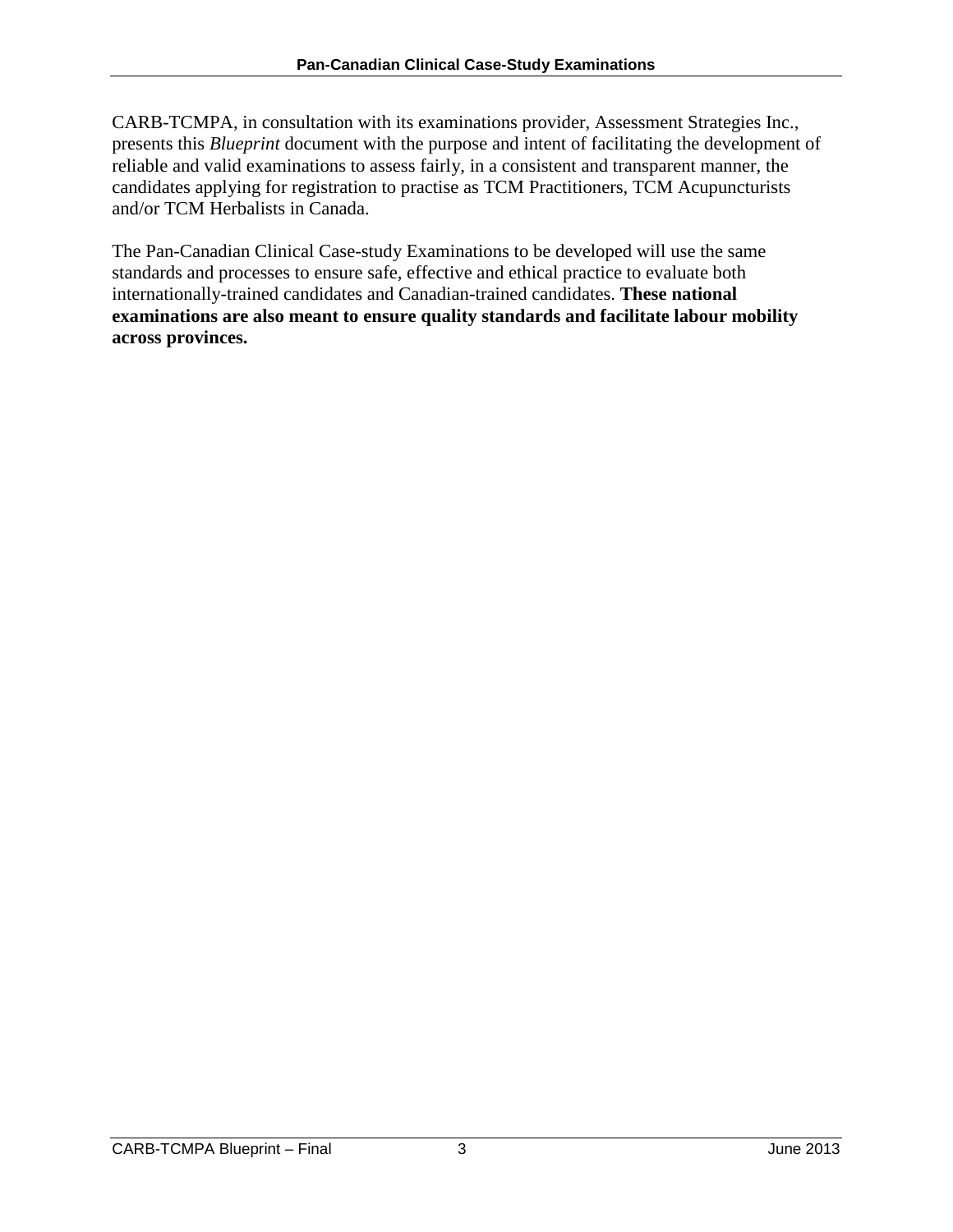CARB-TCMPA, in consultation with its examinations provider, Assessment Strategies Inc., presents this *Blueprint* document with the purpose and intent of facilitating the development of reliable and valid examinations to assess fairly, in a consistent and transparent manner, the candidates applying for registration to practise as TCM Practitioners, TCM Acupuncturists and/or TCM Herbalists in Canada.

The Pan-Canadian Clinical Case-study Examinations to be developed will use the same standards and processes to ensure safe, effective and ethical practice to evaluate both internationally-trained candidates and Canadian-trained candidates. **These national examinations are also meant to ensure quality standards and facilitate labour mobility across provinces.**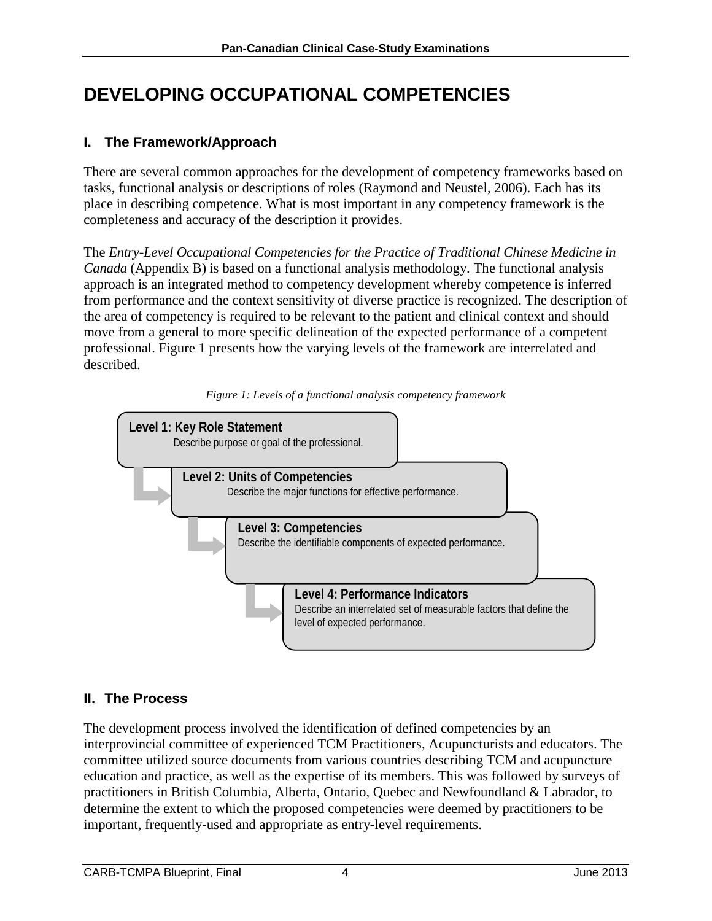# DEVELOPING OCCUPATIONAL COMPETENCIES

## I. The Framework/Approach

There are several common approaches for the development of competency frameworks based on tasks, functional analysis or descriptions of roles (Raymond and Neustel, 2006). Each has its place in describing competence. What is most important in any competency framework is the completeness and accuracy of the description it provides.

The *Entry-Level Occupational Competencies for the Practice of Traditional Chinese Medicine in Canada* (Appendix B) is based on a functional analysis methodology. The functional analysis approach is an integrated method to competency development whereby competence is inferred from performance and the context sensitivity of diverse practice is recognized. The description of the area of competency is required to be relevant to the patient and clinical context and should move from a general to more specific delineation of the expected performance of a competent professional. Figure 1 presents how the varying levels of the framework are interrelated and described.

*Figure 1: Levels of a functional analysis competency framework*

**Level 1: Key Role Statement**
Describe purpose or goal of the professional.

**Level 2: Units of Competencies**
Describe the major functions for effective performance.

**Level 3: Competencies**
Describe the identifiable components of expected performance.

**Level 4: Performance Indicators**
Describe an interrelated set of measurable factors that define the level of expected performance.

## II. The Process

The development process involved the identification of defined competencies by an interprovincial committee of experienced TCM Practitioners, Acupuncturists and educators. The committee utilized source documents from various countries describing TCM and acupuncture education and practice, as well as the expertise of its members. This was followed by surveys of practitioners in British Columbia, Alberta, Ontario, Quebec and Newfoundland & Labrador, to determine the extent to which the proposed competencies were deemed by practitioners to be important, frequently-used and appropriate as entry-level requirements.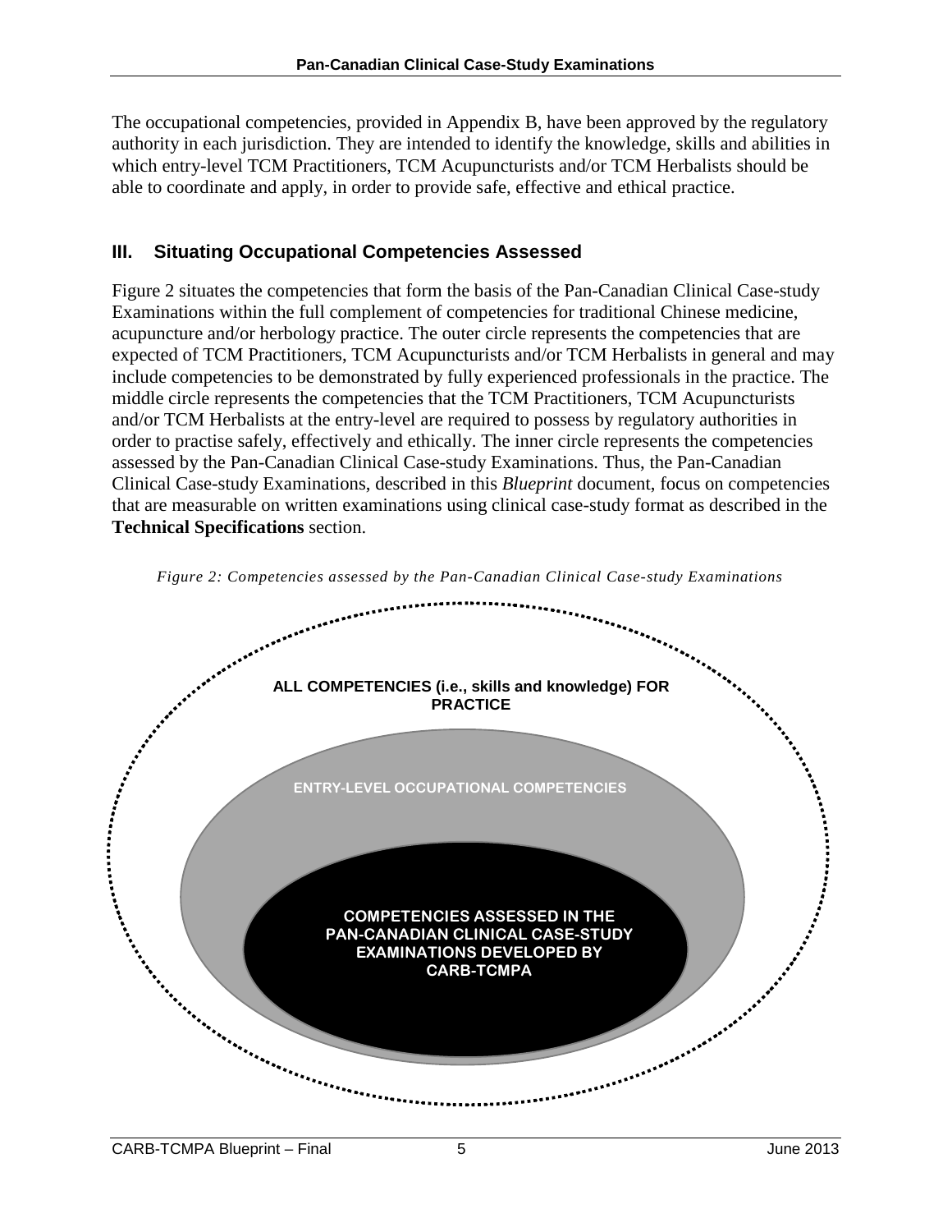The occupational competencies, provided in Appendix B, have been approved by the regulatory authority in each jurisdiction. They are intended to identify the knowledge, skills and abilities in which entry-level TCM Practitioners, TCM Acupuncturists and/or TCM Herbalists should be able to coordinate and apply, in order to provide safe, effective and ethical practice.

## III. Situating Occupational Competencies Assessed

Figure 2 situates the competencies that form the basis of the Pan-Canadian Clinical Case-study Examinations within the full complement of competencies for traditional Chinese medicine, acupuncture and/or herbology practice. The outer circle represents the competencies that are expected of TCM Practitioners, TCM Acupuncturists and/or TCM Herbalists in general and may include competencies to be demonstrated by fully experienced professionals in the practice. The middle circle represents the competencies that the TCM Practitioners, TCM Acupuncturists and/or TCM Herbalists at the entry-level are required to possess by regulatory authorities in order to practise safely, effectively and ethically. The inner circle represents the competencies assessed by the Pan-Canadian Clinical Case-study Examinations. Thus, the Pan-Canadian Clinical Case-study Examinations, described in this *Blueprint* document, focus on competencies that are measurable on written examinations using clinical case-study format as described in the **Technical Specifications** section.

*Figure 2: Competencies assessed by the Pan-Canadian Clinical Case-study Examinations*

**ALL COMPETENCIES (i.e., skills and knowledge) FOR PRACTICE**

**ENTRY-LEVEL OCCUPATIONAL COMPETENCIES**

**COMPETENCIES ASSESSED IN THE PAN-CANADIAN CLINICAL CASE-STUDY EXAMINATIONS DEVELOPED BY CARB-TCMPA**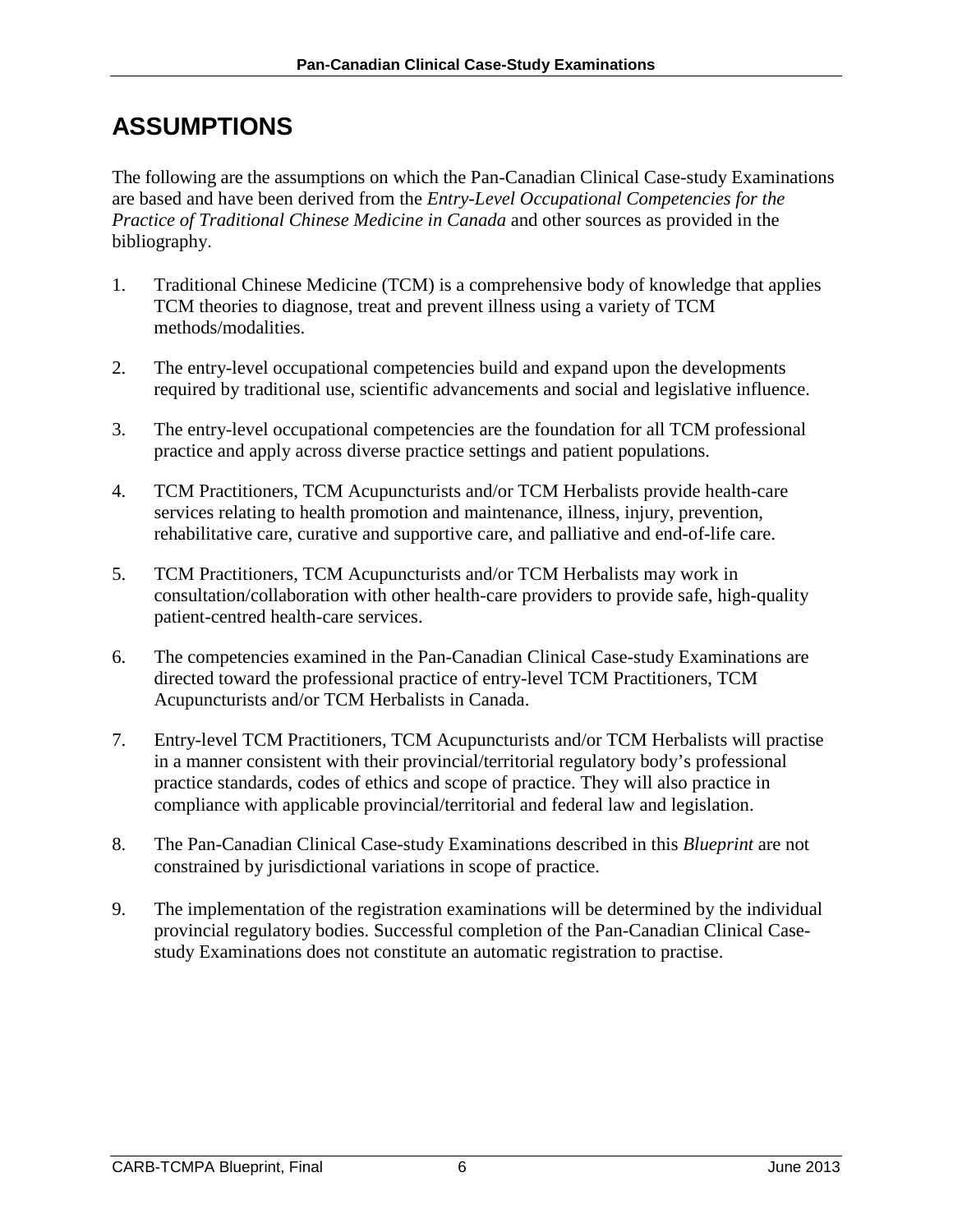# ASSUMPTIONS

The following are the assumptions on which the Pan-Canadian Clinical Case-study Examinations are based and have been derived from the *Entry-Level Occupational Competencies for the Practice of Traditional Chinese Medicine in Canada* and other sources as provided in the bibliography.

1. Traditional Chinese Medicine (TCM) is a comprehensive body of knowledge that applies TCM theories to diagnose, treat and prevent illness using a variety of TCM methods/modalities.

2. The entry-level occupational competencies build and expand upon the developments required by traditional use, scientific advancements and social and legislative influence.

3. The entry-level occupational competencies are the foundation for all TCM professional practice and apply across diverse practice settings and patient populations.

4. TCM Practitioners, TCM Acupuncturists and/or TCM Herbalists provide health-care services relating to health promotion and maintenance, illness, injury, prevention, rehabilitative care, curative and supportive care, and palliative and end-of-life care.

5. TCM Practitioners, TCM Acupuncturists and/or TCM Herbalists may work in consultation/collaboration with other health-care providers to provide safe, high-quality patient-centred health-care services.

6. The competencies examined in the Pan-Canadian Clinical Case-study Examinations are directed toward the professional practice of entry-level TCM Practitioners, TCM Acupuncturists and/or TCM Herbalists in Canada.

7. Entry-level TCM Practitioners, TCM Acupuncturists and/or TCM Herbalists will practise in a manner consistent with their provincial/territorial regulatory body's professional practice standards, codes of ethics and scope of practice. They will also practice in compliance with applicable provincial/territorial and federal law and legislation.

8. The Pan-Canadian Clinical Case-study Examinations described in this *Blueprint* are not constrained by jurisdictional variations in scope of practice.

9. The implementation of the registration examinations will be determined by the individual provincial regulatory bodies. Successful completion of the Pan-Canadian Clinical Case-study Examinations does not constitute an automatic registration to practise.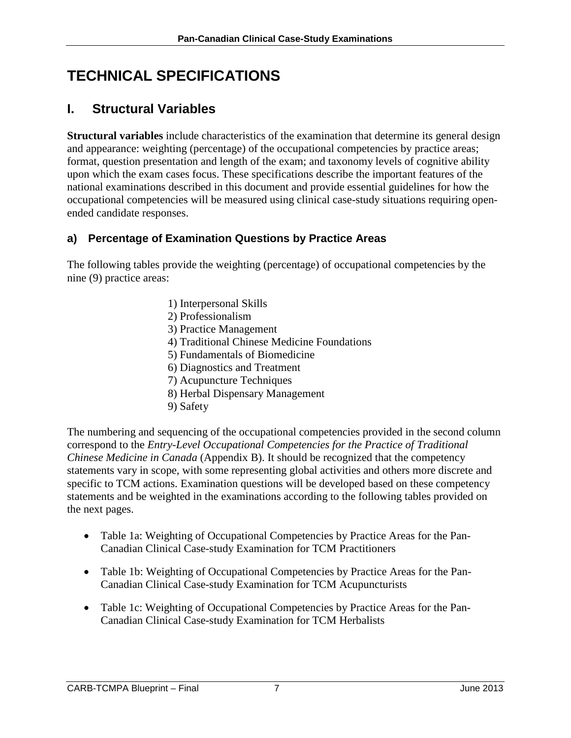# TECHNICAL SPECIFICATIONS

## I. Structural Variables

**Structural variables** include characteristics of the examination that determine its general design and appearance: weighting (percentage) of the occupational competencies by practice areas; format, question presentation and length of the exam; and taxonomy levels of cognitive ability upon which the exam cases focus. These specifications describe the important features of the national examinations described in this document and provide essential guidelines for how the occupational competencies will be measured using clinical case-study situations requiring open-ended candidate responses.

### a) Percentage of Examination Questions by Practice Areas

The following tables provide the weighting (percentage) of occupational competencies by the nine (9) practice areas:

1) Interpersonal Skills
2) Professionalism
3) Practice Management
4) Traditional Chinese Medicine Foundations
5) Fundamentals of Biomedicine
6) Diagnostics and Treatment
7) Acupuncture Techniques
8) Herbal Dispensary Management
9) Safety

The numbering and sequencing of the occupational competencies provided in the second column correspond to the *Entry-Level Occupational Competencies for the Practice of Traditional Chinese Medicine in Canada* (Appendix B). It should be recognized that the competency statements vary in scope, with some representing global activities and others more discrete and specific to TCM actions. Examination questions will be developed based on these competency statements and be weighted in the examinations according to the following tables provided on the next pages.

- Table 1a: Weighting of Occupational Competencies by Practice Areas for the Pan-Canadian Clinical Case-study Examination for TCM Practitioners
- Table 1b: Weighting of Occupational Competencies by Practice Areas for the Pan-Canadian Clinical Case-study Examination for TCM Acupuncturists
- Table 1c: Weighting of Occupational Competencies by Practice Areas for the Pan-Canadian Clinical Case-study Examination for TCM Herbalists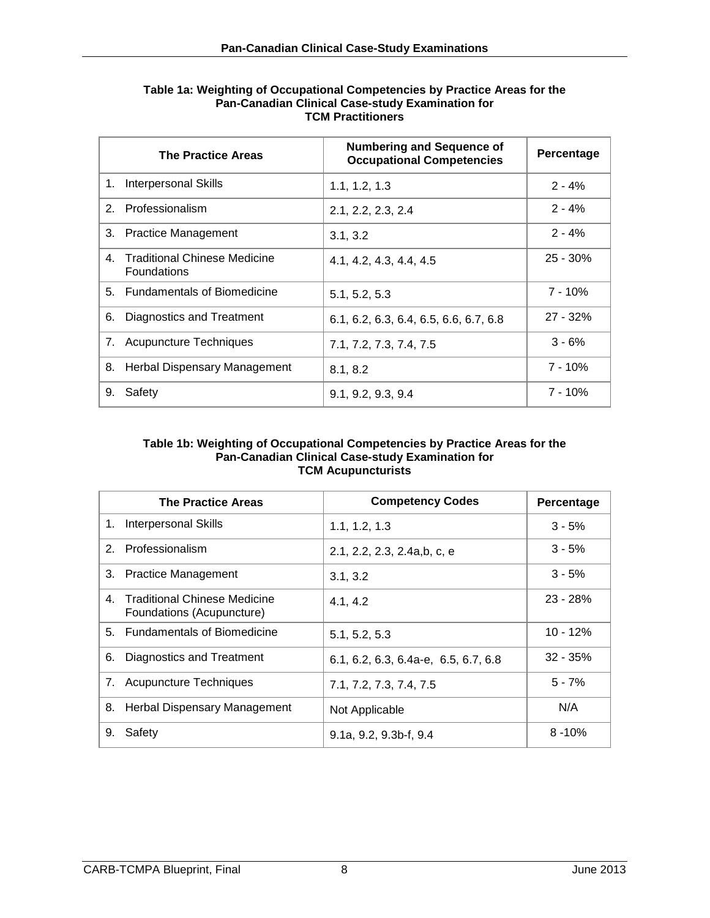**Table 1a: Weighting of Occupational Competencies by Practice Areas for the Pan-Canadian Clinical Case-study Examination for TCM Practitioners**

| The Practice Areas | Numbering and Sequence of Occupational Competencies | Percentage |
|---|---|---|
| 1. Interpersonal Skills | 1.1, 1.2, 1.3 | 2 - 4% |
| 2. Professionalism | 2.1, 2.2, 2.3, 2.4 | 2 - 4% |
| 3. Practice Management | 3.1, 3.2 | 2 - 4% |
| 4. Traditional Chinese Medicine Foundations | 4.1, 4.2, 4.3, 4.4, 4.5 | 25 - 30% |
| 5. Fundamentals of Biomedicine | 5.1, 5.2, 5.3 | 7 - 10% |
| 6. Diagnostics and Treatment | 6.1, 6.2, 6.3, 6.4, 6.5, 6.6, 6.7, 6.8 | 27 - 32% |
| 7. Acupuncture Techniques | 7.1, 7.2, 7.3, 7.4, 7.5 | 3 - 6% |
| 8. Herbal Dispensary Management | 8.1, 8.2 | 7 - 10% |
| 9. Safety | 9.1, 9.2, 9.3, 9.4 | 7 - 10% |

**Table 1b: Weighting of Occupational Competencies by Practice Areas for the Pan-Canadian Clinical Case-study Examination for TCM Acupuncturists**

| The Practice Areas | Competency Codes | Percentage |
|---|---|---|
| 1. Interpersonal Skills | 1.1, 1.2, 1.3 | 3 - 5% |
| 2. Professionalism | 2.1, 2.2, 2.3, 2.4a,b, c, e | 3 - 5% |
| 3. Practice Management | 3.1, 3.2 | 3 - 5% |
| 4. Traditional Chinese Medicine Foundations (Acupuncture) | 4.1, 4.2 | 23 - 28% |
| 5. Fundamentals of Biomedicine | 5.1, 5.2, 5.3 | 10 - 12% |
| 6. Diagnostics and Treatment | 6.1, 6.2, 6.3, 6.4a-e, 6.5, 6.7, 6.8 | 32 - 35% |
| 7. Acupuncture Techniques | 7.1, 7.2, 7.3, 7.4, 7.5 | 5 - 7% |
| 8. Herbal Dispensary Management | Not Applicable | N/A |
| 9. Safety | 9.1a, 9.2, 9.3b-f, 9.4 | 8 -10% |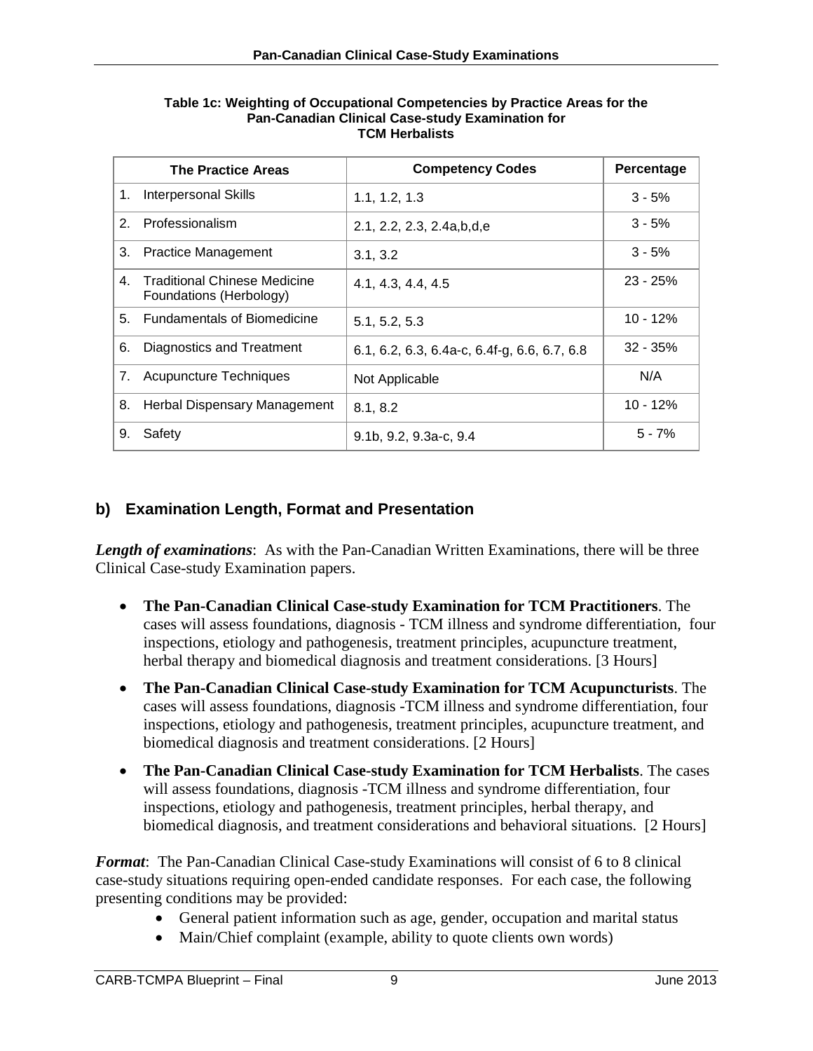**Table 1c: Weighting of Occupational Competencies by Practice Areas for the Pan-Canadian Clinical Case-study Examination for TCM Herbalists**

| The Practice Areas | Competency Codes | Percentage |
|---|---|---|
| 1. Interpersonal Skills | 1.1, 1.2, 1.3 | 3 - 5% |
| 2. Professionalism | 2.1, 2.2, 2.3, 2.4a,b,d,e | 3 - 5% |
| 3. Practice Management | 3.1, 3.2 | 3 - 5% |
| 4. Traditional Chinese Medicine Foundations (Herbology) | 4.1, 4.3, 4.4, 4.5 | 23 - 25% |
| 5. Fundamentals of Biomedicine | 5.1, 5.2, 5.3 | 10 - 12% |
| 6. Diagnostics and Treatment | 6.1, 6.2, 6.3, 6.4a-c, 6.4f-g, 6.6, 6.7, 6.8 | 32 - 35% |
| 7. Acupuncture Techniques | Not Applicable | N/A |
| 8. Herbal Dispensary Management | 8.1, 8.2 | 10 - 12% |
| 9. Safety | 9.1b, 9.2, 9.3a-c, 9.4 | 5 - 7% |

## b) Examination Length, Format and Presentation

***Length of examinations***: As with the Pan-Canadian Written Examinations, there will be three Clinical Case-study Examination papers.

- **The Pan-Canadian Clinical Case-study Examination for TCM Practitioners**. The cases will assess foundations, diagnosis - TCM illness and syndrome differentiation, four inspections, etiology and pathogenesis, treatment principles, acupuncture treatment, herbal therapy and biomedical diagnosis and treatment considerations. [3 Hours]
- **The Pan-Canadian Clinical Case-study Examination for TCM Acupuncturists**. The cases will assess foundations, diagnosis -TCM illness and syndrome differentiation, four inspections, etiology and pathogenesis, treatment principles, acupuncture treatment, and biomedical diagnosis and treatment considerations. [2 Hours]
- **The Pan-Canadian Clinical Case-study Examination for TCM Herbalists**. The cases will assess foundations, diagnosis -TCM illness and syndrome differentiation, four inspections, etiology and pathogenesis, treatment principles, herbal therapy, and biomedical diagnosis, and treatment considerations and behavioral situations. [2 Hours]

***Format***: The Pan-Canadian Clinical Case-study Examinations will consist of 6 to 8 clinical case-study situations requiring open-ended candidate responses. For each case, the following presenting conditions may be provided:

- General patient information such as age, gender, occupation and marital status
- Main/Chief complaint (example, ability to quote clients own words)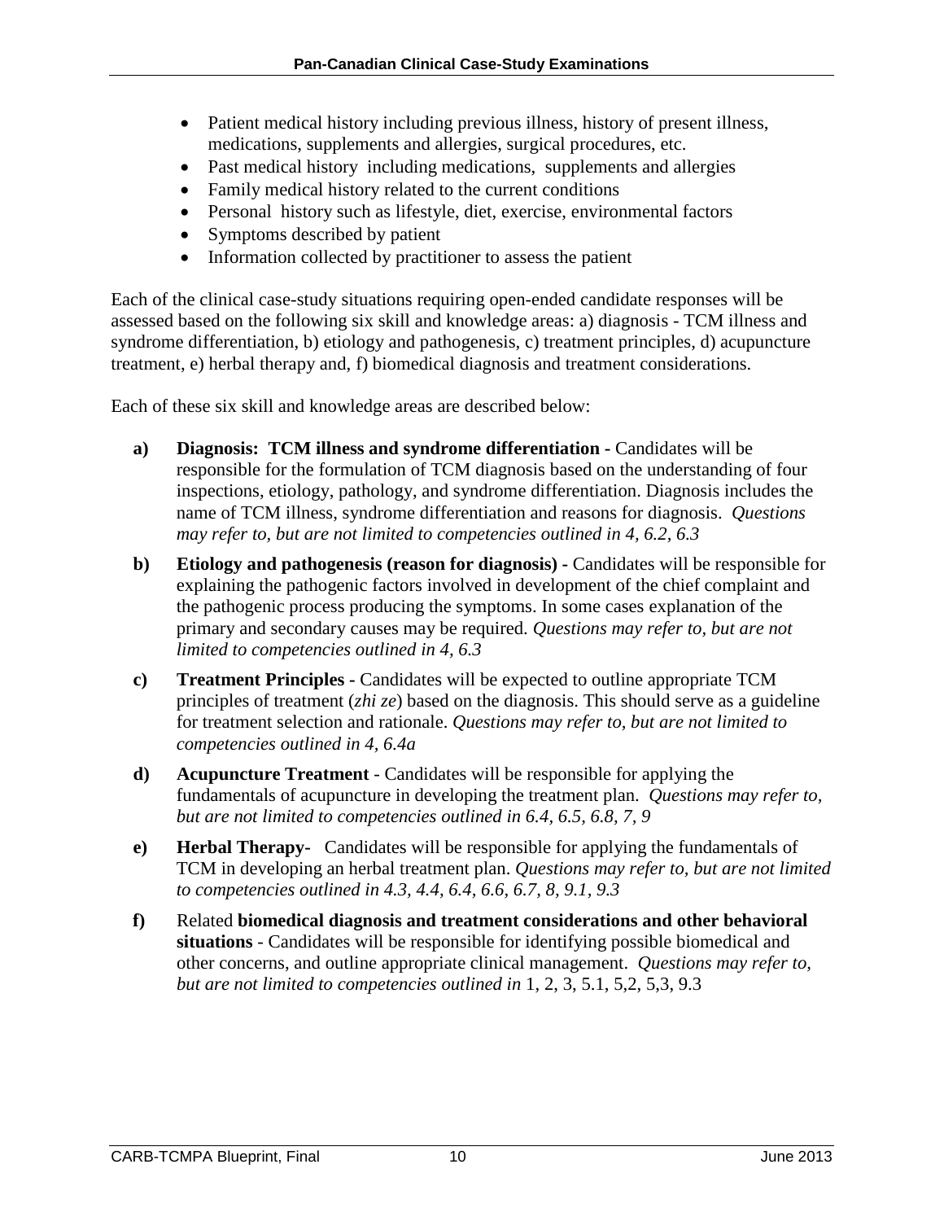- Patient medical history including previous illness, history of present illness, medications, supplements and allergies, surgical procedures, etc.
- Past medical history including medications, supplements and allergies
- Family medical history related to the current conditions
- Personal history such as lifestyle, diet, exercise, environmental factors
- Symptoms described by patient
- Information collected by practitioner to assess the patient

Each of the clinical case-study situations requiring open-ended candidate responses will be assessed based on the following six skill and knowledge areas: a) diagnosis - TCM illness and syndrome differentiation, b) etiology and pathogenesis, c) treatment principles, d) acupuncture treatment, e) herbal therapy and, f) biomedical diagnosis and treatment considerations.

Each of these six skill and knowledge areas are described below:

**a) Diagnosis: TCM illness and syndrome differentiation -** Candidates will be responsible for the formulation of TCM diagnosis based on the understanding of four inspections, etiology, pathology, and syndrome differentiation. Diagnosis includes the name of TCM illness, syndrome differentiation and reasons for diagnosis. *Questions may refer to, but are not limited to competencies outlined in 4, 6.2, 6.3*

**b) Etiology and pathogenesis (reason for diagnosis) -** Candidates will be responsible for explaining the pathogenic factors involved in development of the chief complaint and the pathogenic process producing the symptoms. In some cases explanation of the primary and secondary causes may be required. *Questions may refer to, but are not limited to competencies outlined in 4, 6.3*

**c) Treatment Principles -** Candidates will be expected to outline appropriate TCM principles of treatment (*zhi ze*) based on the diagnosis. This should serve as a guideline for treatment selection and rationale. *Questions may refer to, but are not limited to competencies outlined in 4, 6.4a*

**d) Acupuncture Treatment** - Candidates will be responsible for applying the fundamentals of acupuncture in developing the treatment plan. *Questions may refer to, but are not limited to competencies outlined in 6.4, 6.5, 6.8, 7, 9*

**e) Herbal Therapy**- Candidates will be responsible for applying the fundamentals of TCM in developing an herbal treatment plan. *Questions may refer to, but are not limited to competencies outlined in 4.3, 4.4, 6.4, 6.6, 6.7, 8, 9.1, 9.3*

**f)** Related **biomedical diagnosis and treatment considerations and other behavioral situations** - Candidates will be responsible for identifying possible biomedical and other concerns, and outline appropriate clinical management. *Questions may refer to, but are not limited to competencies outlined in* 1, 2, 3, 5.1, 5,2, 5,3, 9.3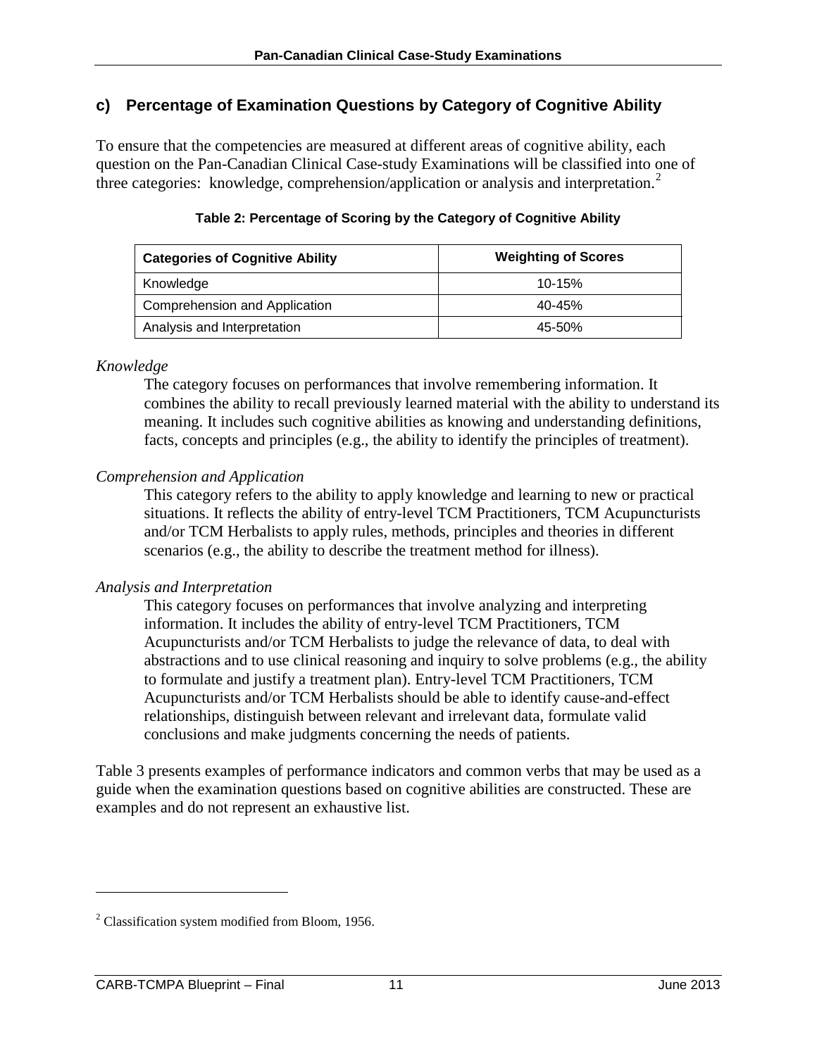### c) Percentage of Examination Questions by Category of Cognitive Ability

To ensure that the competencies are measured at different areas of cognitive ability, each question on the Pan-Canadian Clinical Case-study Examinations will be classified into one of three categories: knowledge, comprehension/application or analysis and interpretation.[2]

**Table 2: Percentage of Scoring by the Category of Cognitive Ability**

| Categories of Cognitive Ability | Weighting of Scores |
| --- | --- |
| Knowledge | 10-15% |
| Comprehension and Application | 40-45% |
| Analysis and Interpretation | 45-50% |

*Knowledge*

The category focuses on performances that involve remembering information. It combines the ability to recall previously learned material with the ability to understand its meaning. It includes such cognitive abilities as knowing and understanding definitions, facts, concepts and principles (e.g., the ability to identify the principles of treatment).

*Comprehension and Application*

This category refers to the ability to apply knowledge and learning to new or practical situations. It reflects the ability of entry-level TCM Practitioners, TCM Acupuncturists and/or TCM Herbalists to apply rules, methods, principles and theories in different scenarios (e.g., the ability to describe the treatment method for illness).

*Analysis and Interpretation*

This category focuses on performances that involve analyzing and interpreting information. It includes the ability of entry-level TCM Practitioners, TCM Acupuncturists and/or TCM Herbalists to judge the relevance of data, to deal with abstractions and to use clinical reasoning and inquiry to solve problems (e.g., the ability to formulate and justify a treatment plan). Entry-level TCM Practitioners, TCM Acupuncturists and/or TCM Herbalists should be able to identify cause-and-effect relationships, distinguish between relevant and irrelevant data, formulate valid conclusions and make judgments concerning the needs of patients.

Table 3 presents examples of performance indicators and common verbs that may be used as a guide when the examination questions based on cognitive abilities are constructed. These are examples and do not represent an exhaustive list.

---

[2] Classification system modified from Bloom, 1956.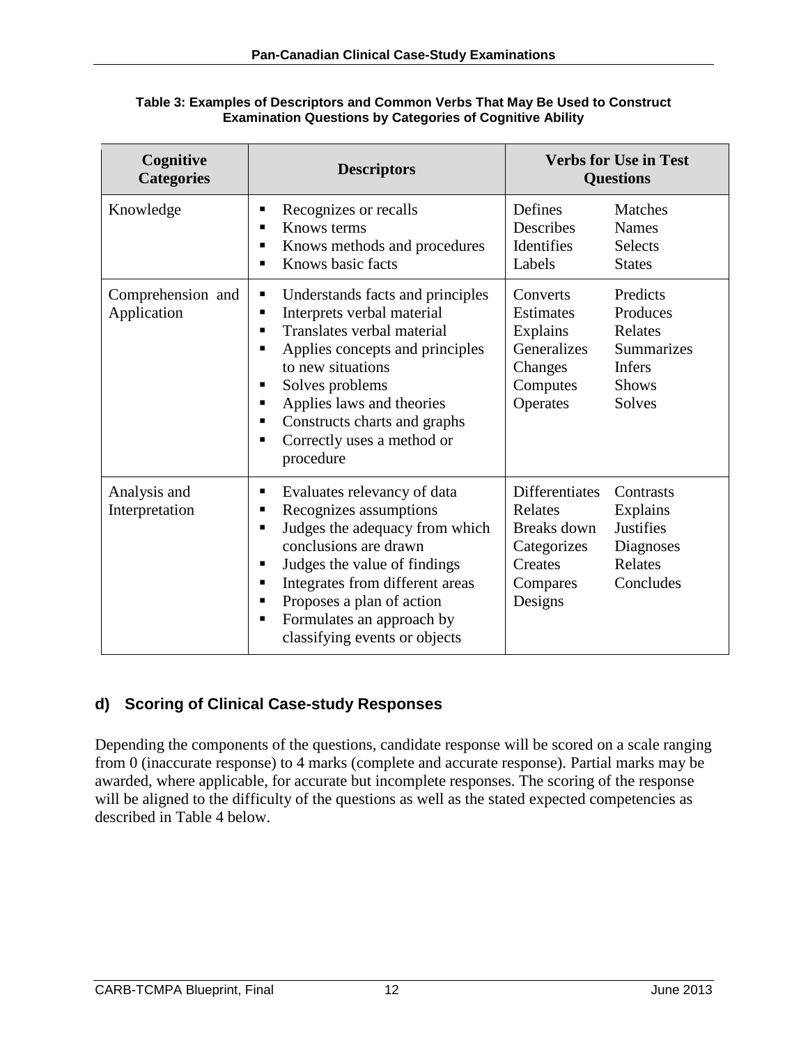**Table 3: Examples of Descriptors and Common Verbs That May Be Used to Construct Examination Questions by Categories of Cognitive Ability**

| Cognitive Categories | Descriptors | Verbs for Use in Test Questions | |
|---|---|---|---|
| Knowledge | ▪ Recognizes or recalls<br>▪ Knows terms<br>▪ Knows methods and procedures<br>▪ Knows basic facts | Defines<br>Describes<br>Identifies<br>Labels | Matches<br>Names<br>Selects<br>States |
| Comprehension and Application | ▪ Understands facts and principles<br>▪ Interprets verbal material<br>▪ Translates verbal material<br>▪ Applies concepts and principles to new situations<br>▪ Solves problems<br>▪ Applies laws and theories<br>▪ Constructs charts and graphs<br>▪ Correctly uses a method or procedure | Converts<br>Estimates<br>Explains<br>Generalizes<br>Changes<br>Computes<br>Operates | Predicts<br>Produces<br>Relates<br>Summarizes<br>Infers<br>Shows<br>Solves |
| Analysis and Interpretation | ▪ Evaluates relevancy of data<br>▪ Recognizes assumptions<br>▪ Judges the adequacy from which conclusions are drawn<br>▪ Judges the value of findings<br>▪ Integrates from different areas<br>▪ Proposes a plan of action<br>▪ Formulates an approach by classifying events or objects | Differentiates<br>Relates<br>Breaks down<br>Categorizes<br>Creates<br>Compares<br>Designs | Contrasts<br>Explains<br>Justifies<br>Diagnoses<br>Relates<br>Concludes |

### d) Scoring of Clinical Case-study Responses

Depending the components of the questions, candidate response will be scored on a scale ranging from 0 (inaccurate response) to 4 marks (complete and accurate response). Partial marks may be awarded, where applicable, for accurate but incomplete responses. The scoring of the response will be aligned to the difficulty of the questions as well as the stated expected competencies as described in Table 4 below.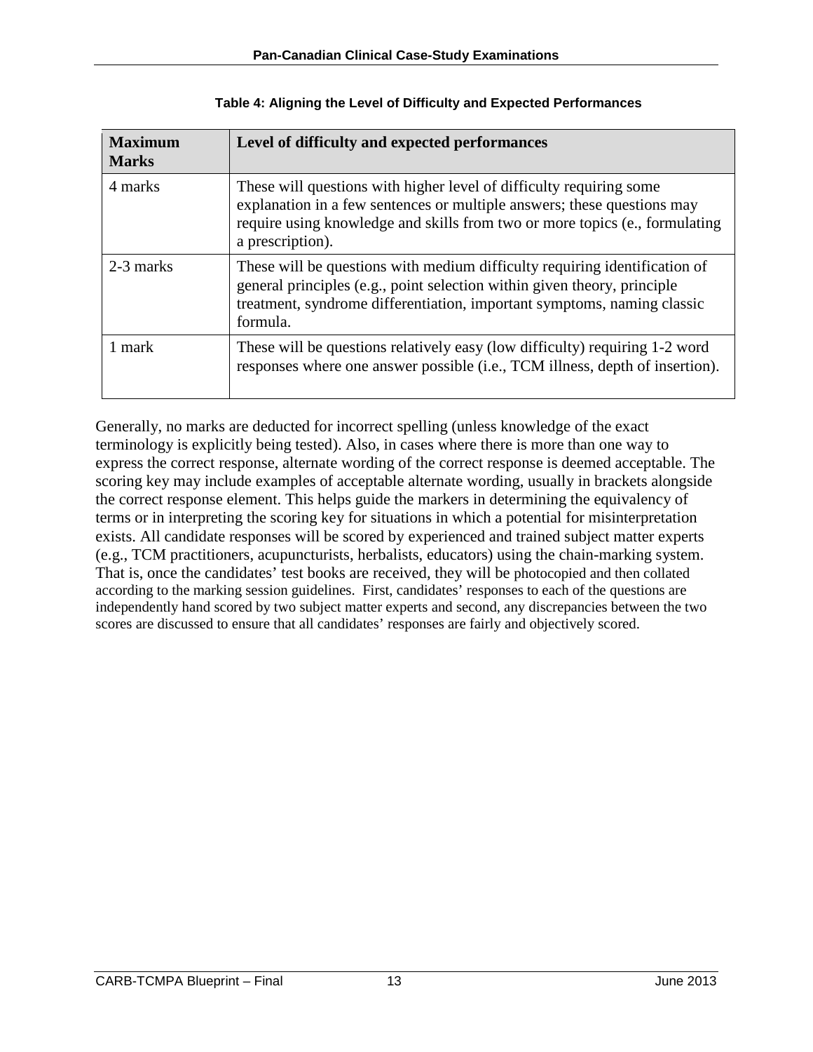**Table 4: Aligning the Level of Difficulty and Expected Performances**

| Maximum Marks | Level of difficulty and expected performances |
|---|---|
| 4 marks | These will questions with higher level of difficulty requiring some explanation in a few sentences or multiple answers; these questions may require using knowledge and skills from two or more topics (e., formulating a prescription). |
| 2-3 marks | These will be questions with medium difficulty requiring identification of general principles (e.g., point selection within given theory, principle treatment, syndrome differentiation, important symptoms, naming classic formula. |
| 1 mark | These will be questions relatively easy (low difficulty) requiring 1-2 word responses where one answer possible (i.e., TCM illness, depth of insertion). |

Generally, no marks are deducted for incorrect spelling (unless knowledge of the exact terminology is explicitly being tested). Also, in cases where there is more than one way to express the correct response, alternate wording of the correct response is deemed acceptable. The scoring key may include examples of acceptable alternate wording, usually in brackets alongside the correct response element. This helps guide the markers in determining the equivalency of terms or in interpreting the scoring key for situations in which a potential for misinterpretation exists. All candidate responses will be scored by experienced and trained subject matter experts (e.g., TCM practitioners, acupuncturists, herbalists, educators) using the chain-marking system. That is, once the candidates' test books are received, they will be photocopied and then collated according to the marking session guidelines. First, candidates' responses to each of the questions are independently hand scored by two subject matter experts and second, any discrepancies between the two scores are discussed to ensure that all candidates' responses are fairly and objectively scored.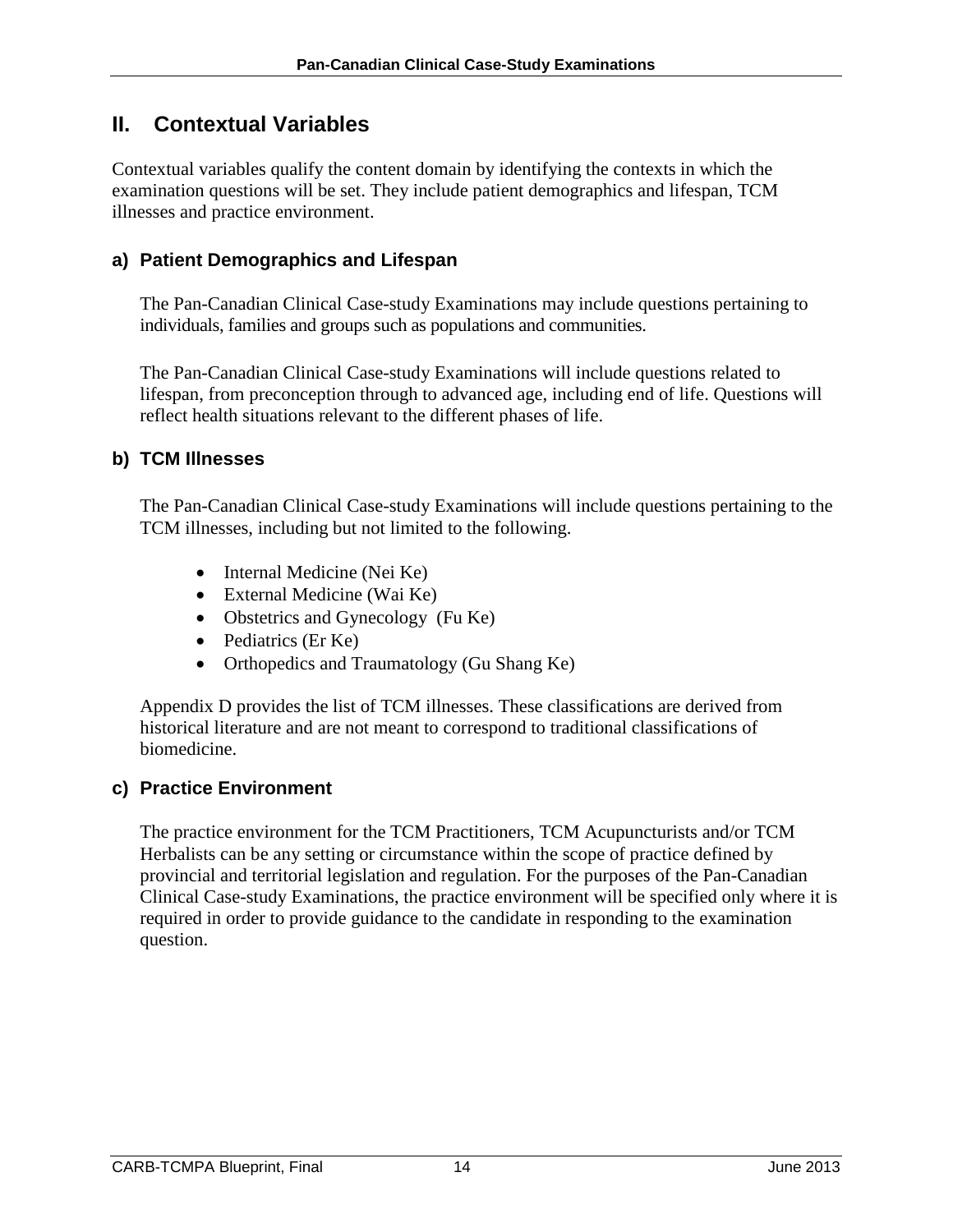## II. Contextual Variables

Contextual variables qualify the content domain by identifying the contexts in which the examination questions will be set. They include patient demographics and lifespan, TCM illnesses and practice environment.

### a) Patient Demographics and Lifespan

The Pan-Canadian Clinical Case-study Examinations may include questions pertaining to individuals, families and groups such as populations and communities.

The Pan-Canadian Clinical Case-study Examinations will include questions related to lifespan, from preconception through to advanced age, including end of life. Questions will reflect health situations relevant to the different phases of life.

### b) TCM Illnesses

The Pan-Canadian Clinical Case-study Examinations will include questions pertaining to the TCM illnesses, including but not limited to the following.

- Internal Medicine (Nei Ke)
- External Medicine (Wai Ke)
- Obstetrics and Gynecology (Fu Ke)
- Pediatrics (Er Ke)
- Orthopedics and Traumatology (Gu Shang Ke)

Appendix D provides the list of TCM illnesses. These classifications are derived from historical literature and are not meant to correspond to traditional classifications of biomedicine.

### c) Practice Environment

The practice environment for the TCM Practitioners, TCM Acupuncturists and/or TCM Herbalists can be any setting or circumstance within the scope of practice defined by provincial and territorial legislation and regulation. For the purposes of the Pan-Canadian Clinical Case-study Examinations, the practice environment will be specified only where it is required in order to provide guidance to the candidate in responding to the examination question.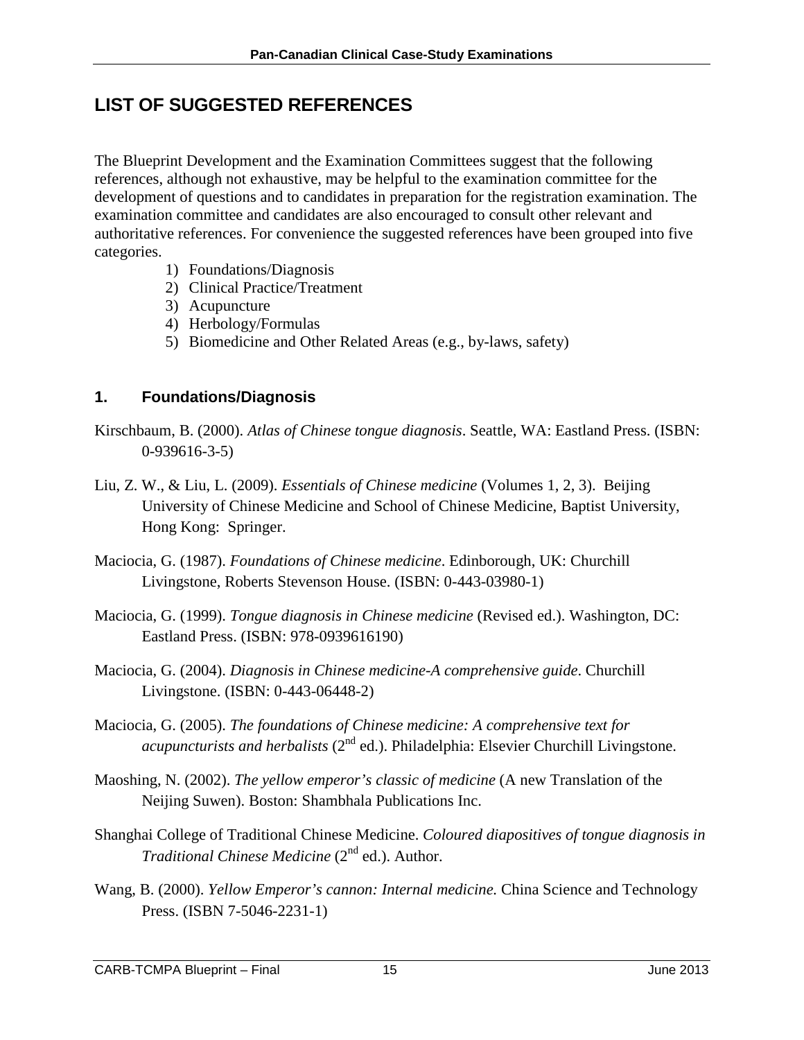## LIST OF SUGGESTED REFERENCES

The Blueprint Development and the Examination Committees suggest that the following references, although not exhaustive, may be helpful to the examination committee for the development of questions and to candidates in preparation for the registration examination. The examination committee and candidates are also encouraged to consult other relevant and authoritative references. For convenience the suggested references have been grouped into five categories.

1) Foundations/Diagnosis
2) Clinical Practice/Treatment
3) Acupuncture
4) Herbology/Formulas
5) Biomedicine and Other Related Areas (e.g., by-laws, safety)

### 1. Foundations/Diagnosis

Kirschbaum, B. (2000). *Atlas of Chinese tongue diagnosis*. Seattle, WA: Eastland Press. (ISBN: 0-939616-3-5)

Liu, Z. W., & Liu, L. (2009). *Essentials of Chinese medicine* (Volumes 1, 2, 3). Beijing University of Chinese Medicine and School of Chinese Medicine, Baptist University, Hong Kong: Springer.

Maciocia, G. (1987). *Foundations of Chinese medicine*. Edinborough, UK: Churchill Livingstone, Roberts Stevenson House. (ISBN: 0-443-03980-1)

Maciocia, G. (1999). *Tongue diagnosis in Chinese medicine* (Revised ed.). Washington, DC: Eastland Press. (ISBN: 978-0939616190)

Maciocia, G. (2004). *Diagnosis in Chinese medicine-A comprehensive guide*. Churchill Livingstone. (ISBN: 0-443-06448-2)

Maciocia, G. (2005). *The foundations of Chinese medicine: A comprehensive text for acupuncturists and herbalists* (2nd ed.). Philadelphia: Elsevier Churchill Livingstone.

Maoshing, N. (2002). *The yellow emperor's classic of medicine* (A new Translation of the Neijing Suwen). Boston: Shambhala Publications Inc.

Shanghai College of Traditional Chinese Medicine. *Coloured diapositives of tongue diagnosis in Traditional Chinese Medicine* (2nd ed.). Author.

Wang, B. (2000). *Yellow Emperor's cannon: Internal medicine.* China Science and Technology Press. (ISBN 7-5046-2231-1)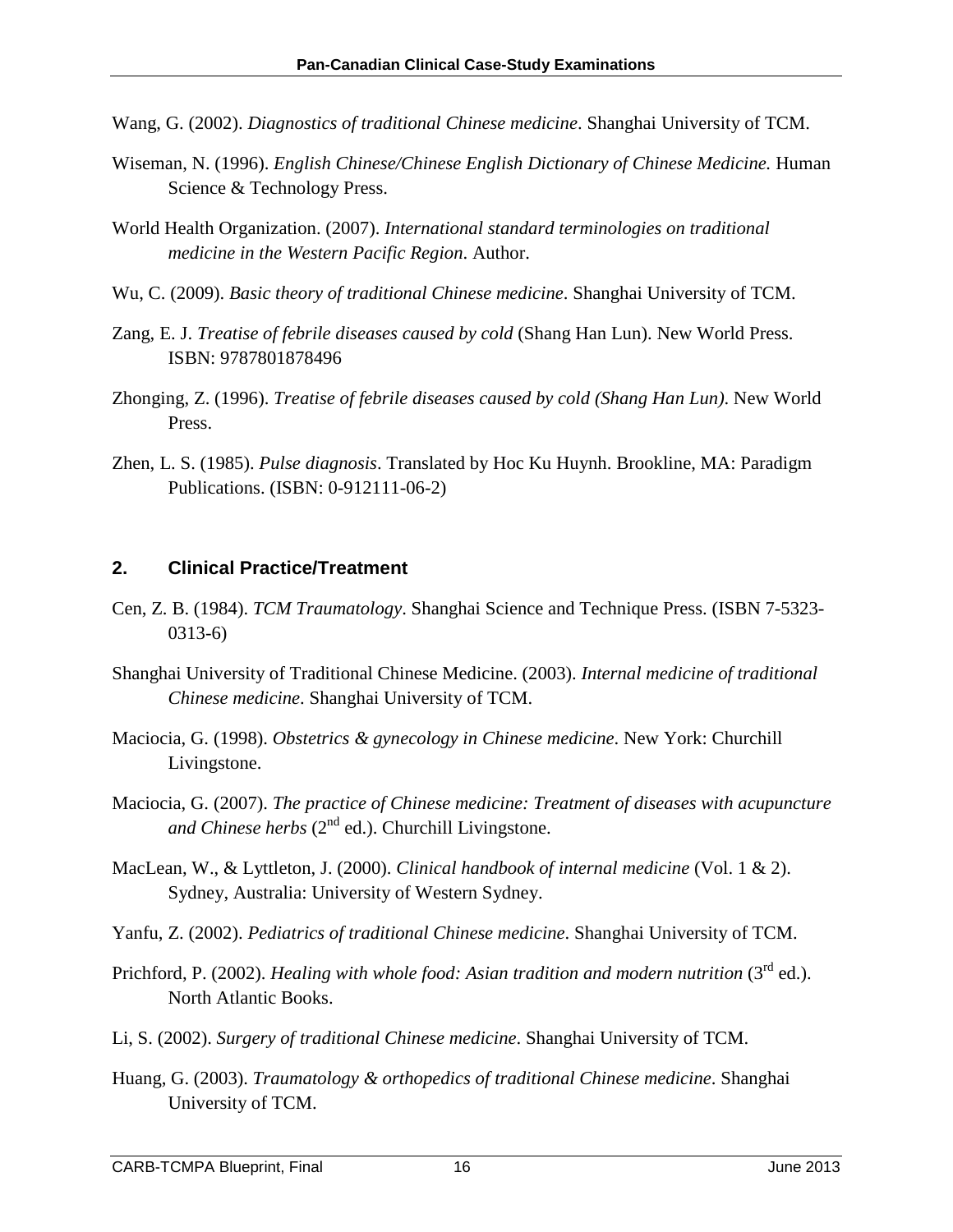Wang, G. (2002). *Diagnostics of traditional Chinese medicine*. Shanghai University of TCM.

Wiseman, N. (1996). *English Chinese/Chinese English Dictionary of Chinese Medicine.* Human Science & Technology Press.

World Health Organization. (2007). *International standard terminologies on traditional medicine in the Western Pacific Region*. Author.

Wu, C. (2009). *Basic theory of traditional Chinese medicine*. Shanghai University of TCM.

Zang, E. J. *Treatise of febrile diseases caused by cold* (Shang Han Lun). New World Press. ISBN: 9787801878496

Zhonging, Z. (1996). *Treatise of febrile diseases caused by cold (Shang Han Lun)*. New World Press.

Zhen, L. S. (1985). *Pulse diagnosis*. Translated by Hoc Ku Huynh. Brookline, MA: Paradigm Publications. (ISBN: 0-912111-06-2)

## 2. Clinical Practice/Treatment

Cen, Z. B. (1984). *TCM Traumatology*. Shanghai Science and Technique Press. (ISBN 7-5323-0313-6)

Shanghai University of Traditional Chinese Medicine. (2003). *Internal medicine of traditional Chinese medicine*. Shanghai University of TCM.

Maciocia, G. (1998). *Obstetrics & gynecology in Chinese medicine*. New York: Churchill Livingstone.

Maciocia, G. (2007). *The practice of Chinese medicine: Treatment of diseases with acupuncture and Chinese herbs* (2nd ed.). Churchill Livingstone.

MacLean, W., & Lyttleton, J. (2000). *Clinical handbook of internal medicine* (Vol. 1 & 2). Sydney, Australia: University of Western Sydney.

Yanfu, Z. (2002). *Pediatrics of traditional Chinese medicine*. Shanghai University of TCM.

Prichford, P. (2002). *Healing with whole food: Asian tradition and modern nutrition* (3rd ed.). North Atlantic Books.

Li, S. (2002). *Surgery of traditional Chinese medicine*. Shanghai University of TCM.

Huang, G. (2003). *Traumatology & orthopedics of traditional Chinese medicine*. Shanghai University of TCM.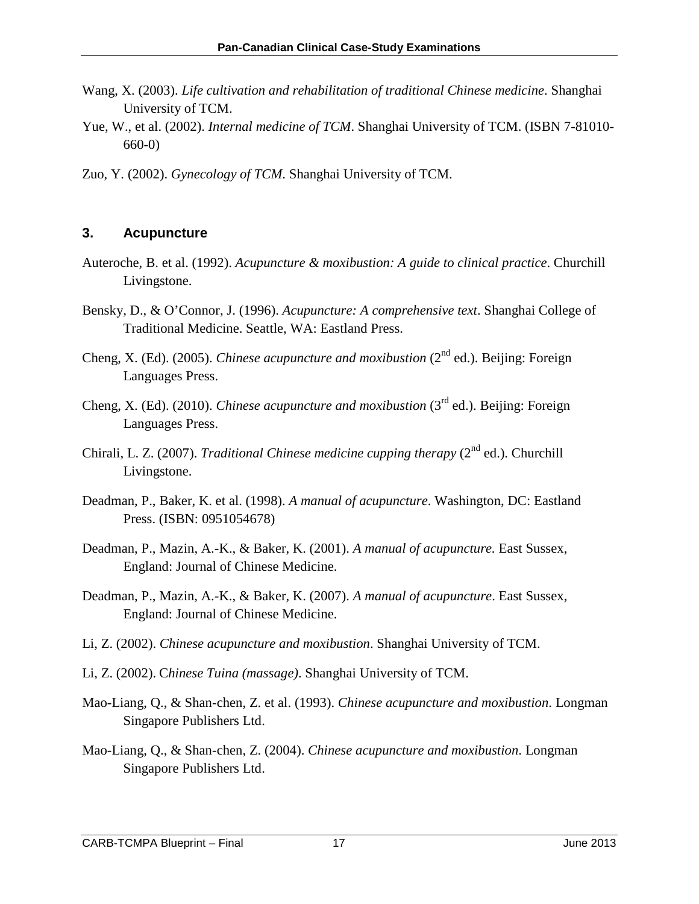Wang, X. (2003). *Life cultivation and rehabilitation of traditional Chinese medicine*. Shanghai University of TCM.

Yue, W., et al. (2002). *Internal medicine of TCM*. Shanghai University of TCM. (ISBN 7-81010-660-0)

Zuo, Y. (2002). *Gynecology of TCM*. Shanghai University of TCM.

### 3. Acupuncture

Auteroche, B. et al. (1992). *Acupuncture & moxibustion: A guide to clinical practice*. Churchill Livingstone.

Bensky, D., & O'Connor, J. (1996). *Acupuncture: A comprehensive text*. Shanghai College of Traditional Medicine. Seattle, WA: Eastland Press.

Cheng, X. (Ed). (2005). *Chinese acupuncture and moxibustion* (2nd ed.). Beijing: Foreign Languages Press.

Cheng, X. (Ed). (2010). *Chinese acupuncture and moxibustion* (3rd ed.). Beijing: Foreign Languages Press.

Chirali, L. Z. (2007). *Traditional Chinese medicine cupping therapy* (2nd ed.). Churchill Livingstone.

Deadman, P., Baker, K. et al. (1998). *A manual of acupuncture*. Washington, DC: Eastland Press. (ISBN: 0951054678)

Deadman, P., Mazin, A.-K., & Baker, K. (2001). *A manual of acupuncture.* East Sussex, England: Journal of Chinese Medicine.

Deadman, P., Mazin, A.-K., & Baker, K. (2007). *A manual of acupuncture*. East Sussex, England: Journal of Chinese Medicine.

Li, Z. (2002). *Chinese acupuncture and moxibustion*. Shanghai University of TCM.

Li, Z. (2002). C*hinese Tuina (massage)*. Shanghai University of TCM.

Mao-Liang, Q., & Shan-chen, Z. et al. (1993). *Chinese acupuncture and moxibustion*. Longman Singapore Publishers Ltd.

Mao-Liang, Q., & Shan-chen, Z. (2004). *Chinese acupuncture and moxibustion*. Longman Singapore Publishers Ltd.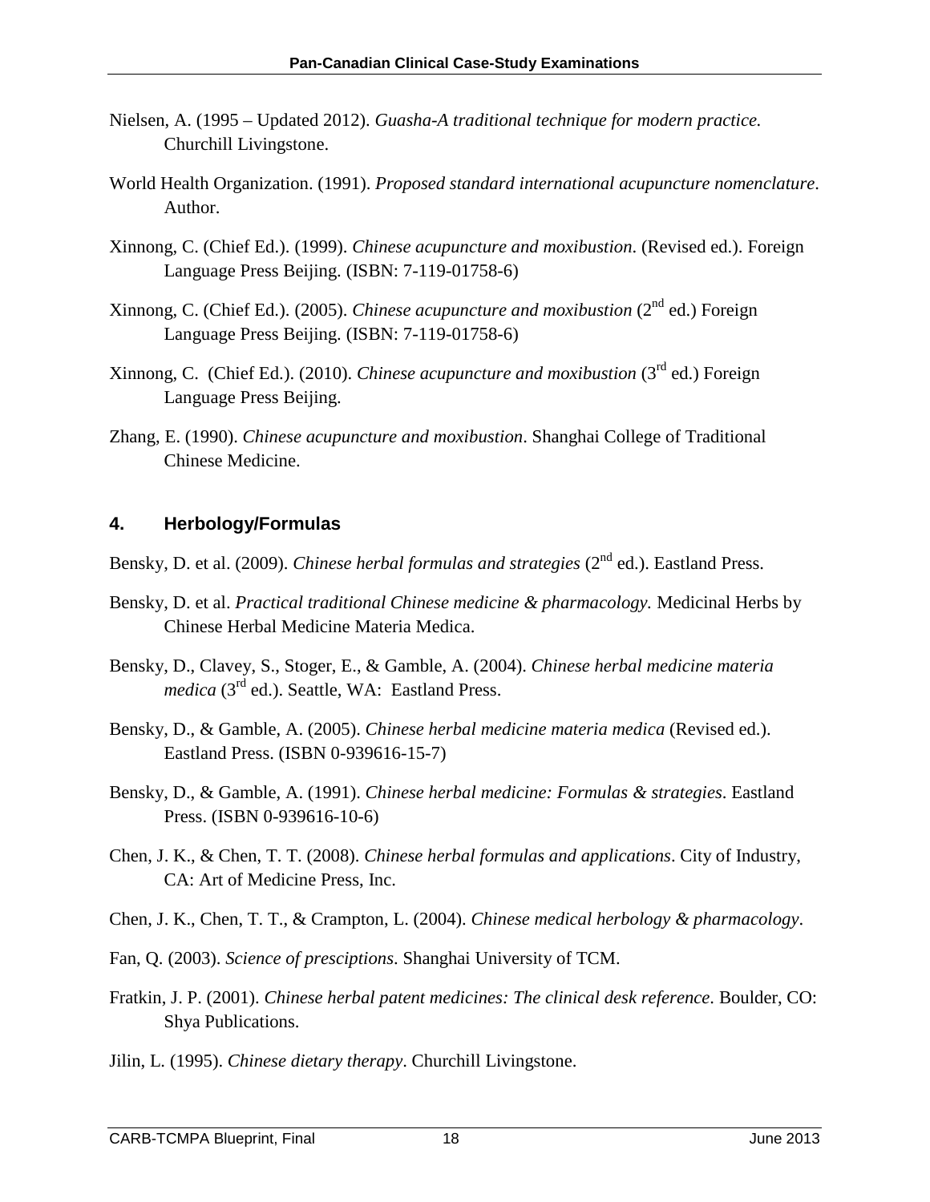Nielsen, A. (1995 – Updated 2012). *Guasha-A traditional technique for modern practice.* Churchill Livingstone.

World Health Organization. (1991). *Proposed standard international acupuncture nomenclature*. Author.

Xinnong, C. (Chief Ed.). (1999). *Chinese acupuncture and moxibustion*. (Revised ed.). Foreign Language Press Beijing. (ISBN: 7-119-01758-6)

Xinnong, C. (Chief Ed.). (2005). *Chinese acupuncture and moxibustion* (2nd ed.) Foreign Language Press Beijing. (ISBN: 7-119-01758-6)

Xinnong, C. (Chief Ed.). (2010). *Chinese acupuncture and moxibustion* (3rd ed.) Foreign Language Press Beijing.

Zhang, E. (1990). *Chinese acupuncture and moxibustion*. Shanghai College of Traditional Chinese Medicine.

## 4. Herbology/Formulas

Bensky, D. et al. (2009). *Chinese herbal formulas and strategies* (2nd ed.). Eastland Press.

Bensky, D. et al. *Practical traditional Chinese medicine & pharmacology.* Medicinal Herbs by Chinese Herbal Medicine Materia Medica.

Bensky, D., Clavey, S., Stoger, E., & Gamble, A. (2004). *Chinese herbal medicine materia medica* (3rd ed.). Seattle, WA: Eastland Press.

Bensky, D., & Gamble, A. (2005). *Chinese herbal medicine materia medica* (Revised ed.). Eastland Press. (ISBN 0-939616-15-7)

Bensky, D., & Gamble, A. (1991). *Chinese herbal medicine: Formulas & strategies*. Eastland Press. (ISBN 0-939616-10-6)

Chen, J. K., & Chen, T. T. (2008). *Chinese herbal formulas and applications*. City of Industry, CA: Art of Medicine Press, Inc.

Chen, J. K., Chen, T. T., & Crampton, L. (2004). *Chinese medical herbology & pharmacology*.

Fan, Q. (2003). *Science of presciptions*. Shanghai University of TCM.

Fratkin, J. P. (2001). *Chinese herbal patent medicines: The clinical desk reference*. Boulder, CO: Shya Publications.

Jilin, L. (1995). *Chinese dietary therapy*. Churchill Livingstone.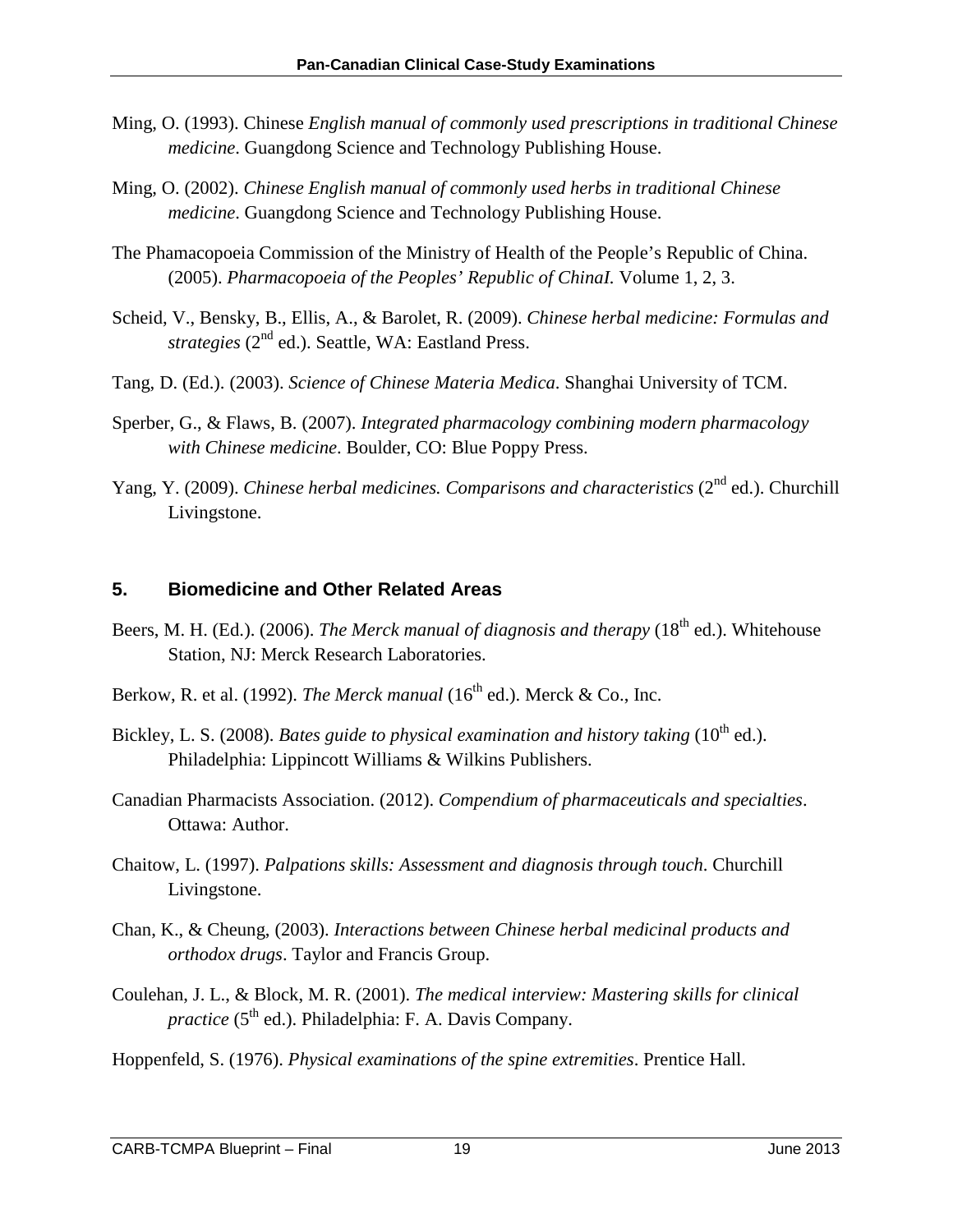Ming, O. (1993). Chinese *English manual of commonly used prescriptions in traditional Chinese medicine*. Guangdong Science and Technology Publishing House.

Ming, O. (2002). *Chinese English manual of commonly used herbs in traditional Chinese medicine*. Guangdong Science and Technology Publishing House.

The Phamacopoeia Commission of the Ministry of Health of the People's Republic of China. (2005). *Pharmacopoeia of the Peoples' Republic of ChinaI.* Volume 1, 2, 3.

Scheid, V., Bensky, B., Ellis, A., & Barolet, R. (2009). *Chinese herbal medicine: Formulas and strategies* (2nd ed.). Seattle, WA: Eastland Press.

Tang, D. (Ed.). (2003). *Science of Chinese Materia Medica*. Shanghai University of TCM.

Sperber, G., & Flaws, B. (2007). *Integrated pharmacology combining modern pharmacology with Chinese medicine*. Boulder, CO: Blue Poppy Press.

Yang, Y. (2009). *Chinese herbal medicines. Comparisons and characteristics* (2nd ed.). Churchill Livingstone.

## 5. Biomedicine and Other Related Areas

Beers, M. H. (Ed.). (2006). *The Merck manual of diagnosis and therapy* (18th ed.). Whitehouse Station, NJ: Merck Research Laboratories.

Berkow, R. et al. (1992). *The Merck manual* (16th ed.). Merck & Co., Inc.

Bickley, L. S. (2008). *Bates guide to physical examination and history taking* (10th ed.). Philadelphia: Lippincott Williams & Wilkins Publishers.

Canadian Pharmacists Association. (2012). *Compendium of pharmaceuticals and specialties*. Ottawa: Author.

Chaitow, L. (1997). *Palpations skills: Assessment and diagnosis through touch*. Churchill Livingstone.

Chan, K., & Cheung, (2003). *Interactions between Chinese herbal medicinal products and orthodox drugs*. Taylor and Francis Group.

Coulehan, J. L., & Block, M. R. (2001). *The medical interview: Mastering skills for clinical practice* (5th ed.). Philadelphia: F. A. Davis Company.

Hoppenfeld, S. (1976). *Physical examinations of the spine extremities*. Prentice Hall.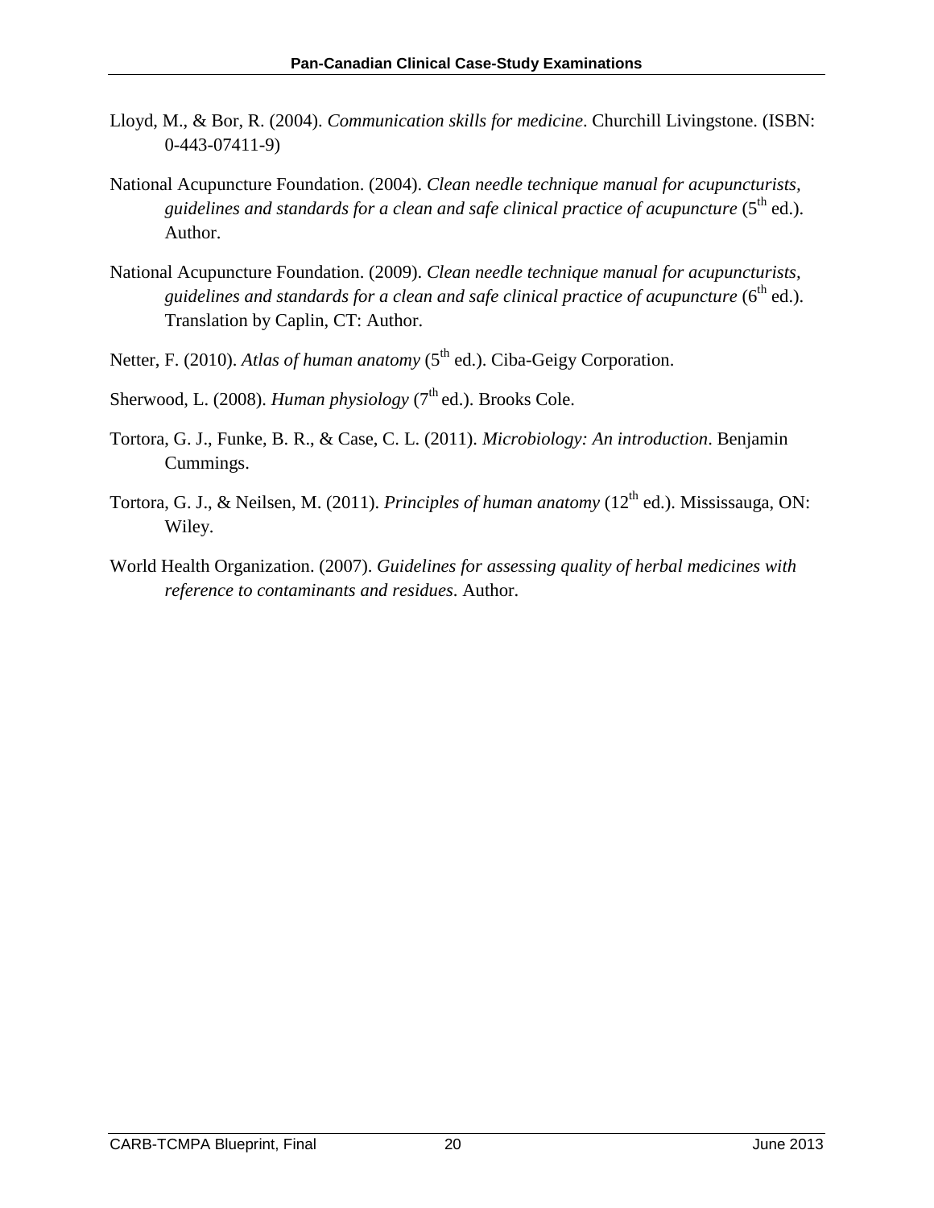Lloyd, M., & Bor, R. (2004). *Communication skills for medicine*. Churchill Livingstone. (ISBN: 0-443-07411-9)

National Acupuncture Foundation. (2004). *Clean needle technique manual for acupuncturists, guidelines and standards for a clean and safe clinical practice of acupuncture* (5th ed.). Author.

National Acupuncture Foundation. (2009). *Clean needle technique manual for acupuncturists, guidelines and standards for a clean and safe clinical practice of acupuncture* (6th ed.). Translation by Caplin, CT: Author.

Netter, F. (2010). *Atlas of human anatomy* (5th ed.). Ciba-Geigy Corporation.

Sherwood, L. (2008). *Human physiology* (7th ed.). Brooks Cole.

Tortora, G. J., Funke, B. R., & Case, C. L. (2011). *Microbiology: An introduction*. Benjamin Cummings.

Tortora, G. J., & Neilsen, M. (2011). *Principles of human anatomy* (12th ed.). Mississauga, ON: Wiley.

World Health Organization. (2007). *Guidelines for assessing quality of herbal medicines with reference to contaminants and residues*. Author.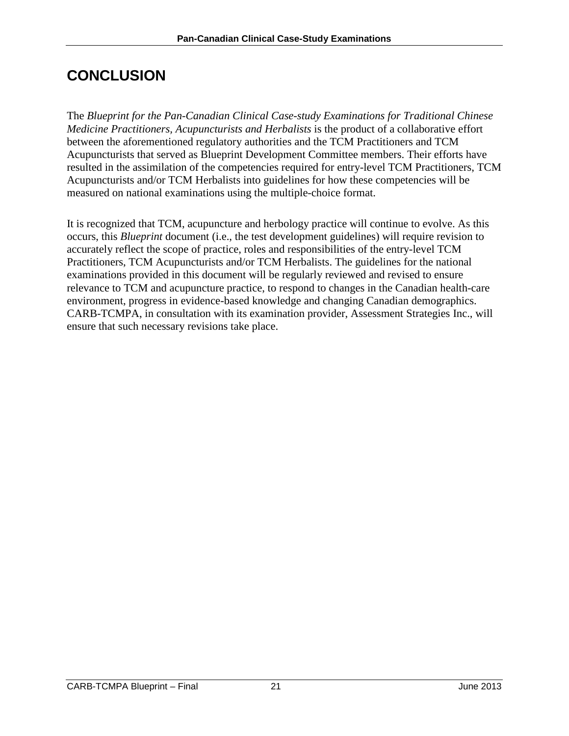# CONCLUSION

The *Blueprint for the Pan-Canadian Clinical Case-study Examinations for Traditional Chinese Medicine Practitioners, Acupuncturists and Herbalists* is the product of a collaborative effort between the aforementioned regulatory authorities and the TCM Practitioners and TCM Acupuncturists that served as Blueprint Development Committee members. Their efforts have resulted in the assimilation of the competencies required for entry-level TCM Practitioners, TCM Acupuncturists and/or TCM Herbalists into guidelines for how these competencies will be measured on national examinations using the multiple-choice format.

It is recognized that TCM, acupuncture and herbology practice will continue to evolve. As this occurs, this *Blueprint* document (i.e., the test development guidelines) will require revision to accurately reflect the scope of practice, roles and responsibilities of the entry-level TCM Practitioners, TCM Acupuncturists and/or TCM Herbalists. The guidelines for the national examinations provided in this document will be regularly reviewed and revised to ensure relevance to TCM and acupuncture practice, to respond to changes in the Canadian health-care environment, progress in evidence-based knowledge and changing Canadian demographics. CARB-TCMPA, in consultation with its examination provider, Assessment Strategies Inc., will ensure that such necessary revisions take place.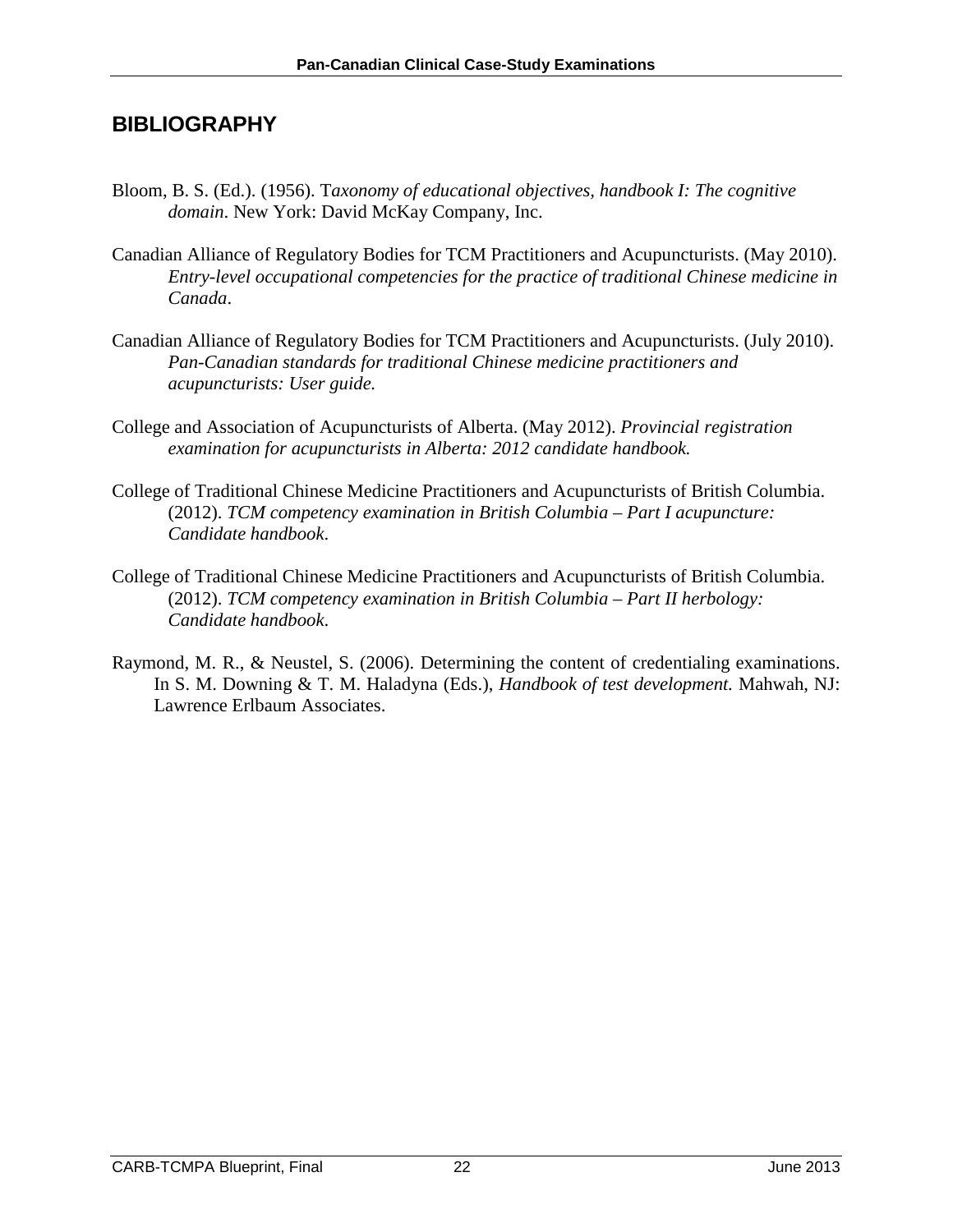## BIBLIOGRAPHY

Bloom, B. S. (Ed.). (1956). T*axonomy of educational objectives, handbook I: The cognitive domain*. New York: David McKay Company, Inc.

Canadian Alliance of Regulatory Bodies for TCM Practitioners and Acupuncturists. (May 2010). *Entry-level occupational competencies for the practice of traditional Chinese medicine in Canada*.

Canadian Alliance of Regulatory Bodies for TCM Practitioners and Acupuncturists. (July 2010). *Pan-Canadian standards for traditional Chinese medicine practitioners and acupuncturists: User guide.*

College and Association of Acupuncturists of Alberta. (May 2012). *Provincial registration examination for acupuncturists in Alberta: 2012 candidate handbook.*

College of Traditional Chinese Medicine Practitioners and Acupuncturists of British Columbia. (2012). *TCM competency examination in British Columbia – Part I acupuncture: Candidate handbook*.

College of Traditional Chinese Medicine Practitioners and Acupuncturists of British Columbia. (2012). *TCM competency examination in British Columbia – Part II herbology: Candidate handbook*.

Raymond, M. R., & Neustel, S. (2006). Determining the content of credentialing examinations. In S. M. Downing & T. M. Haladyna (Eds.), *Handbook of test development.* Mahwah, NJ: Lawrence Erlbaum Associates.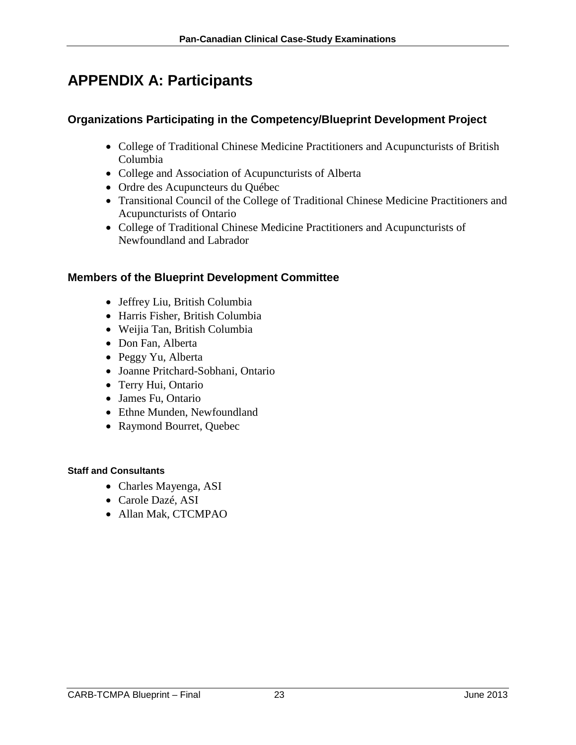# APPENDIX A: Participants

## Organizations Participating in the Competency/Blueprint Development Project

- College of Traditional Chinese Medicine Practitioners and Acupuncturists of British Columbia
- College and Association of Acupuncturists of Alberta
- Ordre des Acupuncteurs du Québec
- Transitional Council of the College of Traditional Chinese Medicine Practitioners and Acupuncturists of Ontario
- College of Traditional Chinese Medicine Practitioners and Acupuncturists of Newfoundland and Labrador

## Members of the Blueprint Development Committee

- Jeffrey Liu, British Columbia
- Harris Fisher, British Columbia
- Weijia Tan, British Columbia
- Don Fan, Alberta
- Peggy Yu, Alberta
- Joanne Pritchard-Sobhani, Ontario
- Terry Hui, Ontario
- James Fu, Ontario
- Ethne Munden, Newfoundland
- Raymond Bourret, Quebec

#### Staff and Consultants

- Charles Mayenga, ASI
- Carole Dazé, ASI
- Allan Mak, CTCMPAO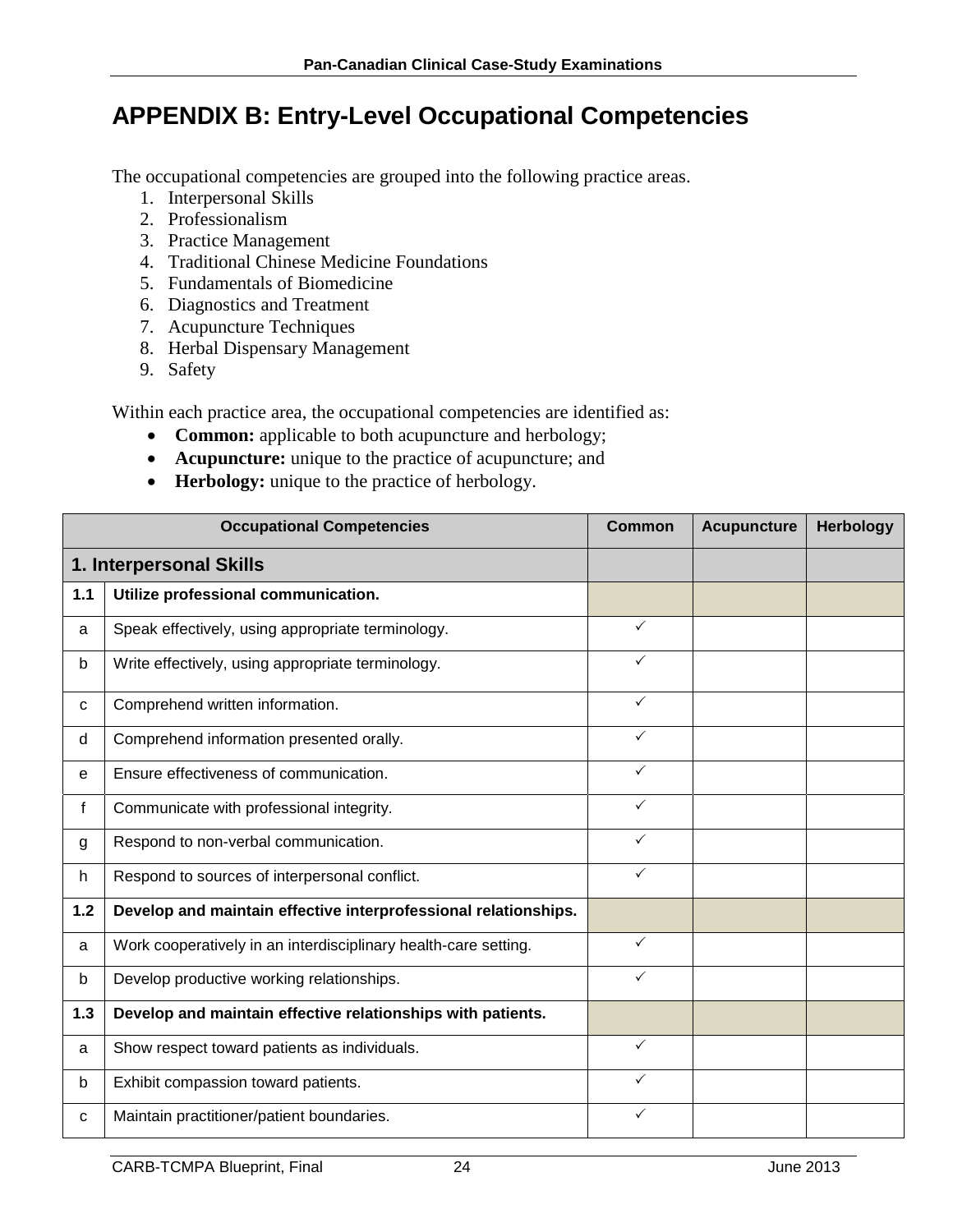# APPENDIX B: Entry-Level Occupational Competencies

The occupational competencies are grouped into the following practice areas.

1. Interpersonal Skills
2. Professionalism
3. Practice Management
4. Traditional Chinese Medicine Foundations
5. Fundamentals of Biomedicine
6. Diagnostics and Treatment
7. Acupuncture Techniques
8. Herbal Dispensary Management
9. Safety

Within each practice area, the occupational competencies are identified as:

- **Common:** applicable to both acupuncture and herbology;
- **Acupuncture:** unique to the practice of acupuncture; and
- **Herbology:** unique to the practice of herbology.

| Occupational Competencies | | Common | Acupuncture | Herbology |
|---|---|---|---|---|
| **1. Interpersonal Skills** | | | | |
| **1.1** | **Utilize professional communication.** | | | |
| a | Speak effectively, using appropriate terminology. | ✓ | | |
| b | Write effectively, using appropriate terminology. | ✓ | | |
| c | Comprehend written information. | ✓ | | |
| d | Comprehend information presented orally. | ✓ | | |
| e | Ensure effectiveness of communication. | ✓ | | |
| f | Communicate with professional integrity. | ✓ | | |
| g | Respond to non-verbal communication. | ✓ | | |
| h | Respond to sources of interpersonal conflict. | ✓ | | |
| **1.2** | **Develop and maintain effective interprofessional relationships.** | | | |
| a | Work cooperatively in an interdisciplinary health-care setting. | ✓ | | |
| b | Develop productive working relationships. | ✓ | | |
| **1.3** | **Develop and maintain effective relationships with patients.** | | | |
| a | Show respect toward patients as individuals. | ✓ | | |
| b | Exhibit compassion toward patients. | ✓ | | |
| c | Maintain practitioner/patient boundaries. | ✓ | | |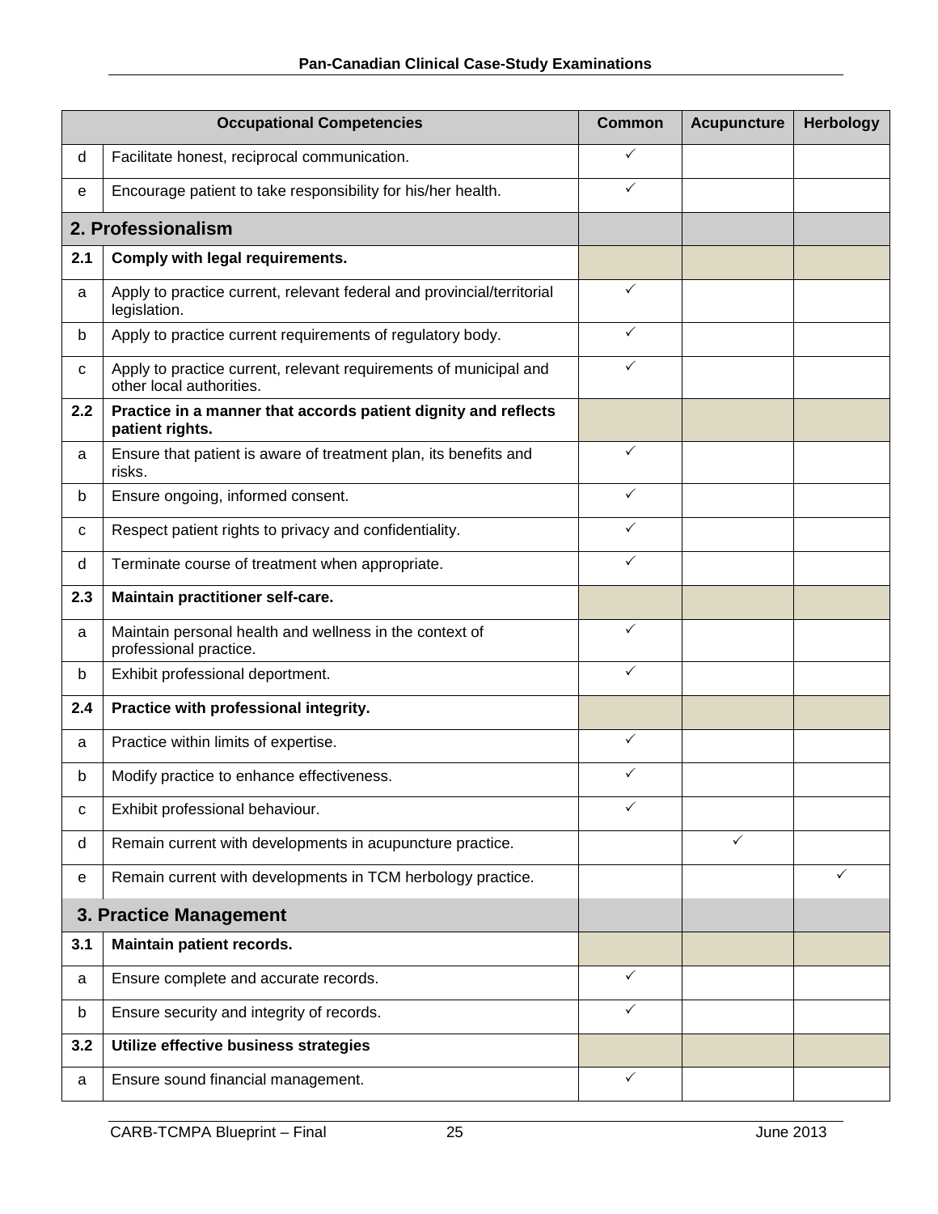| Occupational Competencies | | Common | Acupuncture | Herbology |
|---|---|---|---|---|
| d | Facilitate honest, reciprocal communication. | ✓ | | |
| e | Encourage patient to take responsibility for his/her health. | ✓ | | |
| **2. Professionalism** | | | | |
| **2.1** | **Comply with legal requirements.** | | | |
| a | Apply to practice current, relevant federal and provincial/territorial legislation. | ✓ | | |
| b | Apply to practice current requirements of regulatory body. | ✓ | | |
| c | Apply to practice current, relevant requirements of municipal and other local authorities. | ✓ | | |
| **2.2** | **Practice in a manner that accords patient dignity and reflects patient rights.** | | | |
| a | Ensure that patient is aware of treatment plan, its benefits and risks. | ✓ | | |
| b | Ensure ongoing, informed consent. | ✓ | | |
| c | Respect patient rights to privacy and confidentiality. | ✓ | | |
| d | Terminate course of treatment when appropriate. | ✓ | | |
| **2.3** | **Maintain practitioner self-care.** | | | |
| a | Maintain personal health and wellness in the context of professional practice. | ✓ | | |
| b | Exhibit professional deportment. | ✓ | | |
| **2.4** | **Practice with professional integrity.** | | | |
| a | Practice within limits of expertise. | ✓ | | |
| b | Modify practice to enhance effectiveness. | ✓ | | |
| c | Exhibit professional behaviour. | ✓ | | |
| d | Remain current with developments in acupuncture practice. | | ✓ | |
| e | Remain current with developments in TCM herbology practice. | | | ✓ |
| **3. Practice Management** | | | | |
| **3.1** | **Maintain patient records.** | | | |
| a | Ensure complete and accurate records. | ✓ | | |
| b | Ensure security and integrity of records. | ✓ | | |
| **3.2** | **Utilize effective business strategies** | | | |
| a | Ensure sound financial management. | ✓ | | |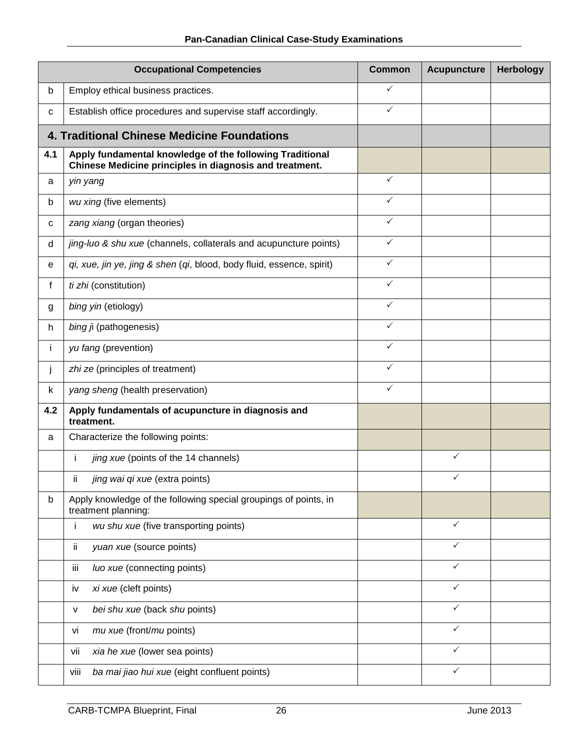| | Occupational Competencies | Common | Acupuncture | Herbology |
|---|---|---|---|---|
| b | Employ ethical business practices. | ✓ | | |
| c | Establish office procedures and supervise staff accordingly. | ✓ | | |
| | **4. Traditional Chinese Medicine Foundations** | | | |
| **4.1** | **Apply fundamental knowledge of the following Traditional Chinese Medicine principles in diagnosis and treatment.** | | | |
| a | *yin yang* | ✓ | | |
| b | *wu xing* (five elements) | ✓ | | |
| c | *zang xiang* (organ theories) | ✓ | | |
| d | *jing-luo & shu xue* (channels, collaterals and acupuncture points) | ✓ | | |
| e | *qi, xue, jin ye, jing & shen* (*qi*, blood, body fluid, essence, spirit) | ✓ | | |
| f | *ti zhi* (constitution) | ✓ | | |
| g | *bing yin* (etiology) | ✓ | | |
| h | *bing j*i (pathogenesis) | ✓ | | |
| i | *yu fang* (prevention) | ✓ | | |
| j | *zhi ze* (principles of treatment) | ✓ | | |
| k | *yang sheng* (health preservation) | ✓ | | |
| **4.2** | **Apply fundamentals of acupuncture in diagnosis and treatment.** | | | |
| a | Characterize the following points: | | | |
| | i *jing xue* (points of the 14 channels) | | ✓ | |
| | ii *jing wai qi xue* (extra points) | | ✓ | |
| b | Apply knowledge of the following special groupings of points, in treatment planning: | | | |
| | i *wu shu xue* (five transporting points) | | ✓ | |
| | ii *yuan xue* (source points) | | ✓ | |
| | iii *luo xue* (connecting points) | | ✓ | |
| | iv *xi xue* (cleft points) | | ✓ | |
| | v *bei shu xue* (back *shu* points) | | ✓ | |
| | vi *mu xue* (front/*mu* points) | | ✓ | |
| | vii *xia he xue* (lower sea points) | | ✓ | |
| | viii *ba mai jiao hui xue* (eight confluent points) | | ✓ | |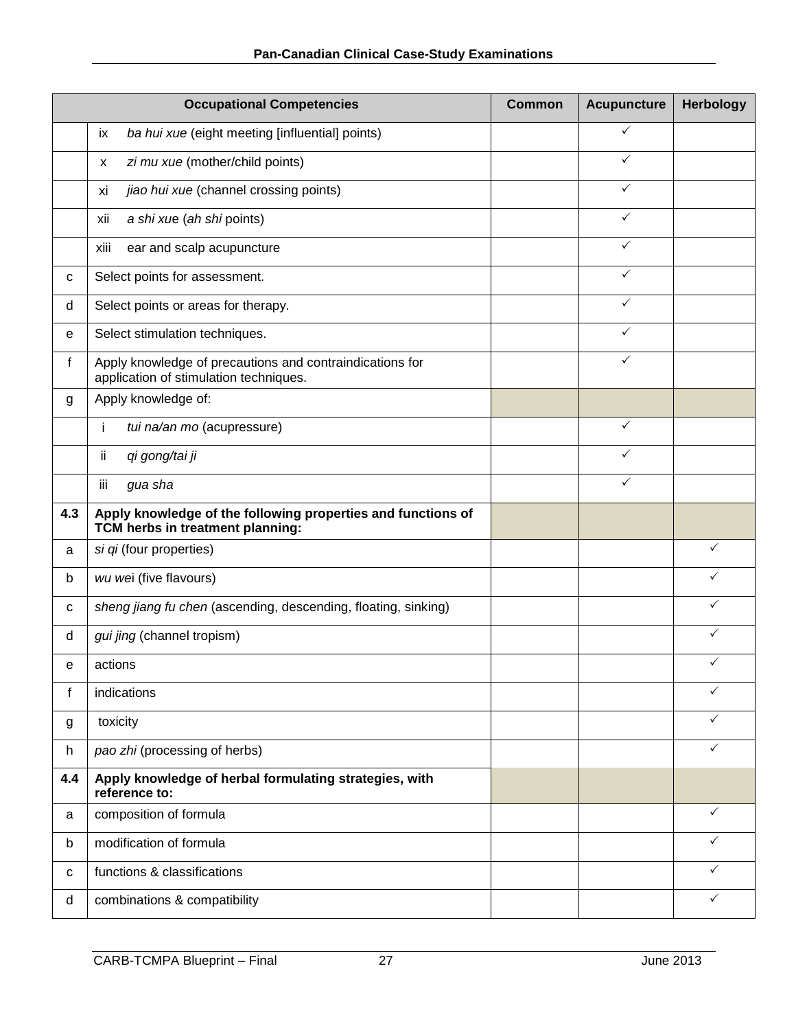| | Occupational Competencies | Common | Acupuncture | Herbology |
|---|---|---|---|---|
| | ix *ba hui xue* (eight meeting [influential] points) | | ✓ | |
| | x *zi mu xue* (mother/child points) | | ✓ | |
| | xi *jiao hui xue* (channel crossing points) | | ✓ | |
| | xii *a shi xue* (*ah shi* points) | | ✓ | |
| | xiii ear and scalp acupuncture | | ✓ | |
| c | Select points for assessment. | | ✓ | |
| d | Select points or areas for therapy. | | ✓ | |
| e | Select stimulation techniques. | | ✓ | |
| f | Apply knowledge of precautions and contraindications for application of stimulation techniques. | | ✓ | |
| g | Apply knowledge of: | | | |
| | i *tui na/an mo* (acupressure) | | ✓ | |
| | ii *qi gong/tai ji* | | ✓ | |
| | iii *gua sha* | | ✓ | |
| **4.3** | **Apply knowledge of the following properties and functions of TCM herbs in treatment planning:** | | | |
| a | *si qi* (four properties) | | | ✓ |
| b | *wu we*i (five flavours) | | | ✓ |
| c | *sheng jiang fu chen* (ascending, descending, floating, sinking) | | | ✓ |
| d | *gui jing* (channel tropism) | | | ✓ |
| e | actions | | | ✓ |
| f | indications | | | ✓ |
| g | toxicity | | | ✓ |
| h | *pao zhi* (processing of herbs) | | | ✓ |
| **4.4** | **Apply knowledge of herbal formulating strategies, with reference to:** | | | |
| a | composition of formula | | | ✓ |
| b | modification of formula | | | ✓ |
| c | functions & classifications | | | ✓ |
| d | combinations & compatibility | | | ✓ |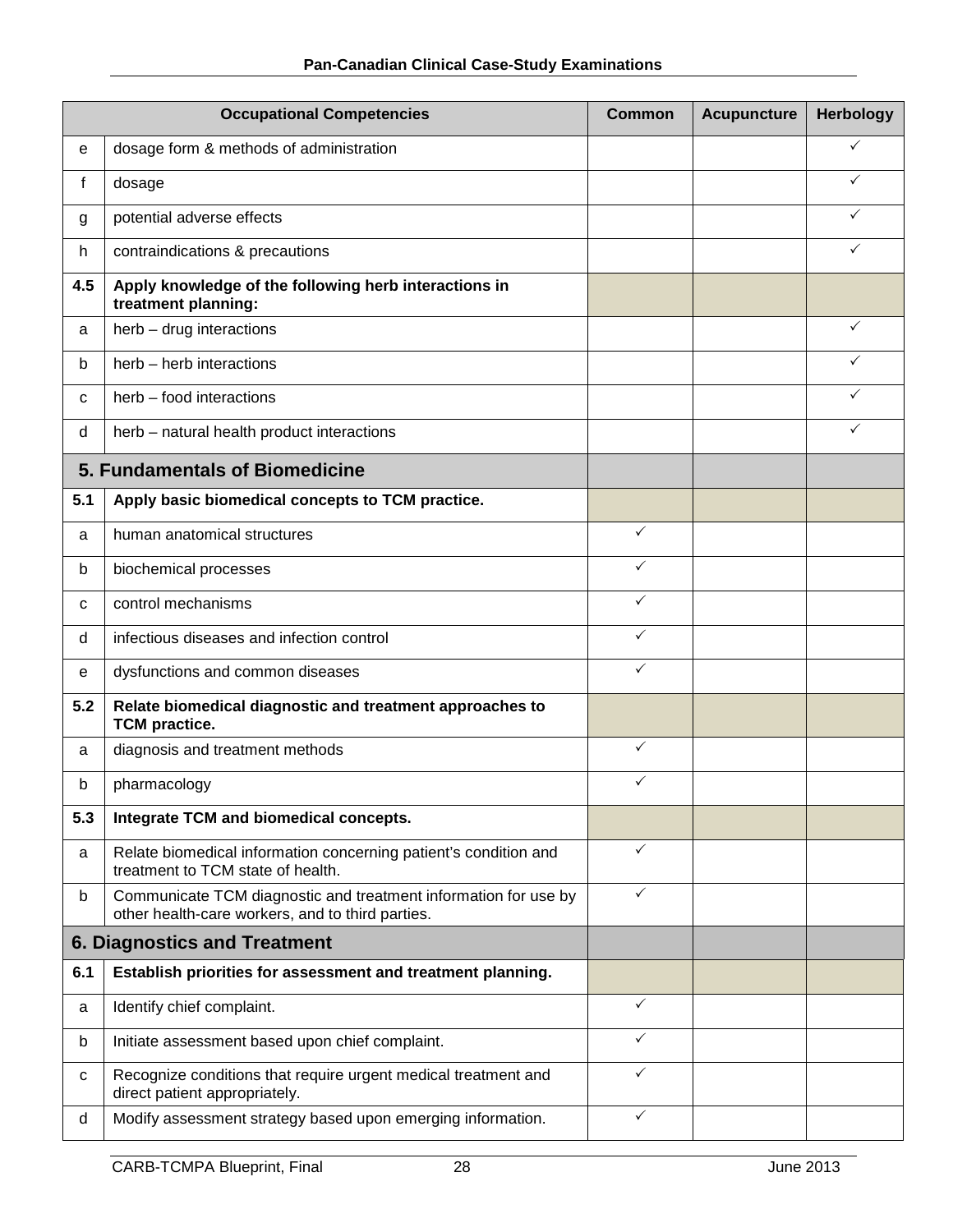| Occupational Competencies | | Common | Acupuncture | Herbology |
|---|---|---|---|---|
| e | dosage form & methods of administration | | | ✓ |
| f | dosage | | | ✓ |
| g | potential adverse effects | | | ✓ |
| h | contraindications & precautions | | | ✓ |
| **4.5** | **Apply knowledge of the following herb interactions in treatment planning:** | | | |
| a | herb – drug interactions | | | ✓ |
| b | herb – herb interactions | | | ✓ |
| c | herb – food interactions | | | ✓ |
| d | herb – natural health product interactions | | | ✓ |
| **5. Fundamentals of Biomedicine** | | | | |
| **5.1** | **Apply basic biomedical concepts to TCM practice.** | | | |
| a | human anatomical structures | ✓ | | |
| b | biochemical processes | ✓ | | |
| c | control mechanisms | ✓ | | |
| d | infectious diseases and infection control | ✓ | | |
| e | dysfunctions and common diseases | ✓ | | |
| **5.2** | **Relate biomedical diagnostic and treatment approaches to TCM practice.** | | | |
| a | diagnosis and treatment methods | ✓ | | |
| b | pharmacology | ✓ | | |
| **5.3** | **Integrate TCM and biomedical concepts.** | | | |
| a | Relate biomedical information concerning patient's condition and treatment to TCM state of health. | ✓ | | |
| b | Communicate TCM diagnostic and treatment information for use by other health-care workers, and to third parties. | ✓ | | |
| **6. Diagnostics and Treatment** | | | | |
| **6.1** | **Establish priorities for assessment and treatment planning.** | | | |
| a | Identify chief complaint. | ✓ | | |
| b | Initiate assessment based upon chief complaint. | ✓ | | |
| c | Recognize conditions that require urgent medical treatment and direct patient appropriately. | ✓ | | |
| d | Modify assessment strategy based upon emerging information. | ✓ | | |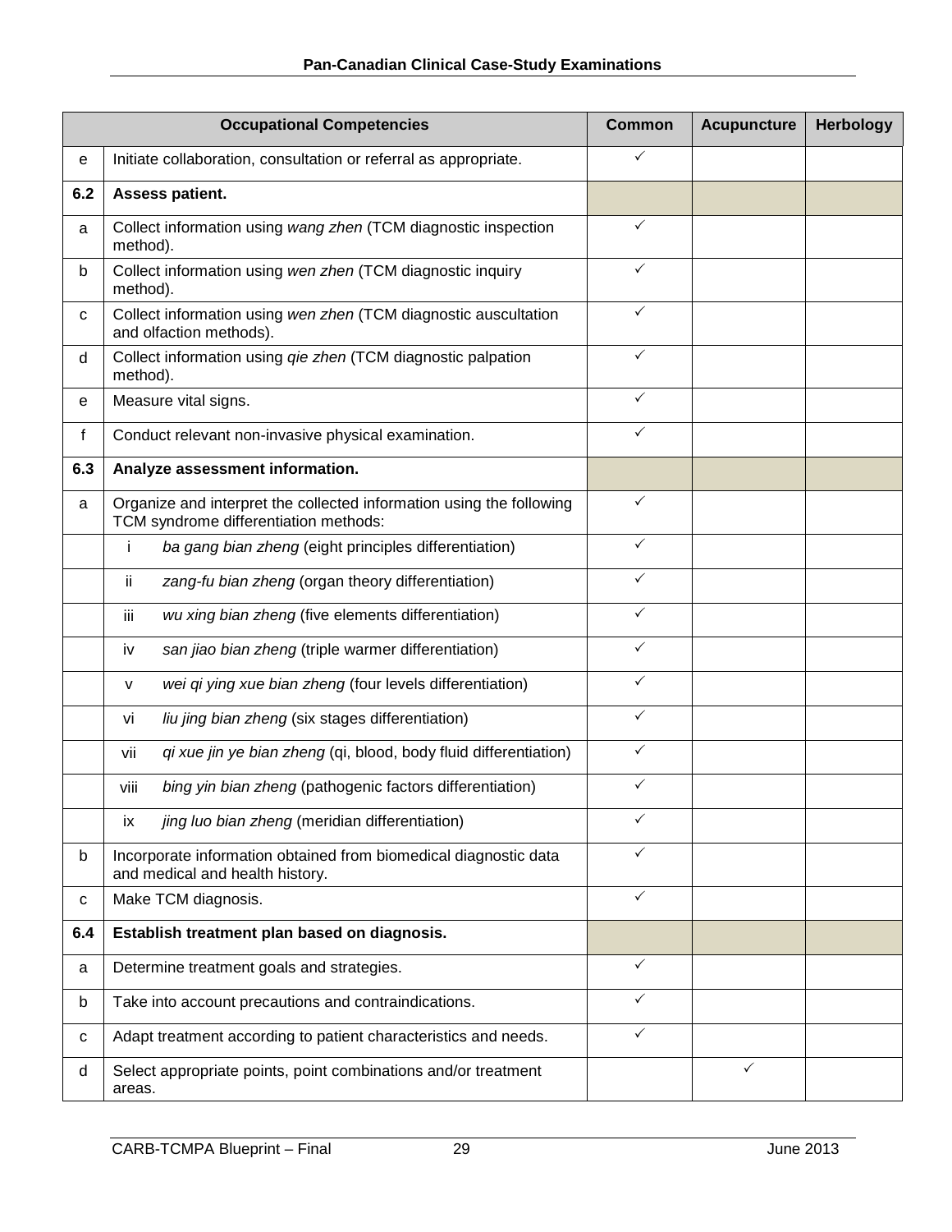| | Occupational Competencies | Common | Acupuncture | Herbology |
|---|---|---|---|---|
| e | Initiate collaboration, consultation or referral as appropriate. | ✓ | | |
| **6.2** | **Assess patient.** | | | |
| a | Collect information using *wang zhen* (TCM diagnostic inspection method). | ✓ | | |
| b | Collect information using *wen zhen* (TCM diagnostic inquiry method). | ✓ | | |
| c | Collect information using *wen zhen* (TCM diagnostic auscultation and olfaction methods). | ✓ | | |
| d | Collect information using *qie zhen* (TCM diagnostic palpation method). | ✓ | | |
| e | Measure vital signs. | ✓ | | |
| f | Conduct relevant non-invasive physical examination. | ✓ | | |
| **6.3** | **Analyze assessment information.** | | | |
| a | Organize and interpret the collected information using the following TCM syndrome differentiation methods: | ✓ | | |
| | i *ba gang bian zheng* (eight principles differentiation) | ✓ | | |
| | ii *zang-fu bian zheng* (organ theory differentiation) | ✓ | | |
| | iii *wu xing bian zheng* (five elements differentiation) | ✓ | | |
| | iv *san jiao bian zheng* (triple warmer differentiation) | ✓ | | |
| | v *wei qi ying xue bian zheng* (four levels differentiation) | ✓ | | |
| | vi *liu jing bian zheng* (six stages differentiation) | ✓ | | |
| | vii *qi xue jin ye bian zheng* (qi, blood, body fluid differentiation) | ✓ | | |
| | viii *bing yin bian zheng* (pathogenic factors differentiation) | ✓ | | |
| | ix *jing luo bian zheng* (meridian differentiation) | ✓ | | |
| b | Incorporate information obtained from biomedical diagnostic data and medical and health history. | ✓ | | |
| c | Make TCM diagnosis. | ✓ | | |
| **6.4** | **Establish treatment plan based on diagnosis.** | | | |
| a | Determine treatment goals and strategies. | ✓ | | |
| b | Take into account precautions and contraindications. | ✓ | | |
| c | Adapt treatment according to patient characteristics and needs. | ✓ | | |
| d | Select appropriate points, point combinations and/or treatment areas. | | ✓ | |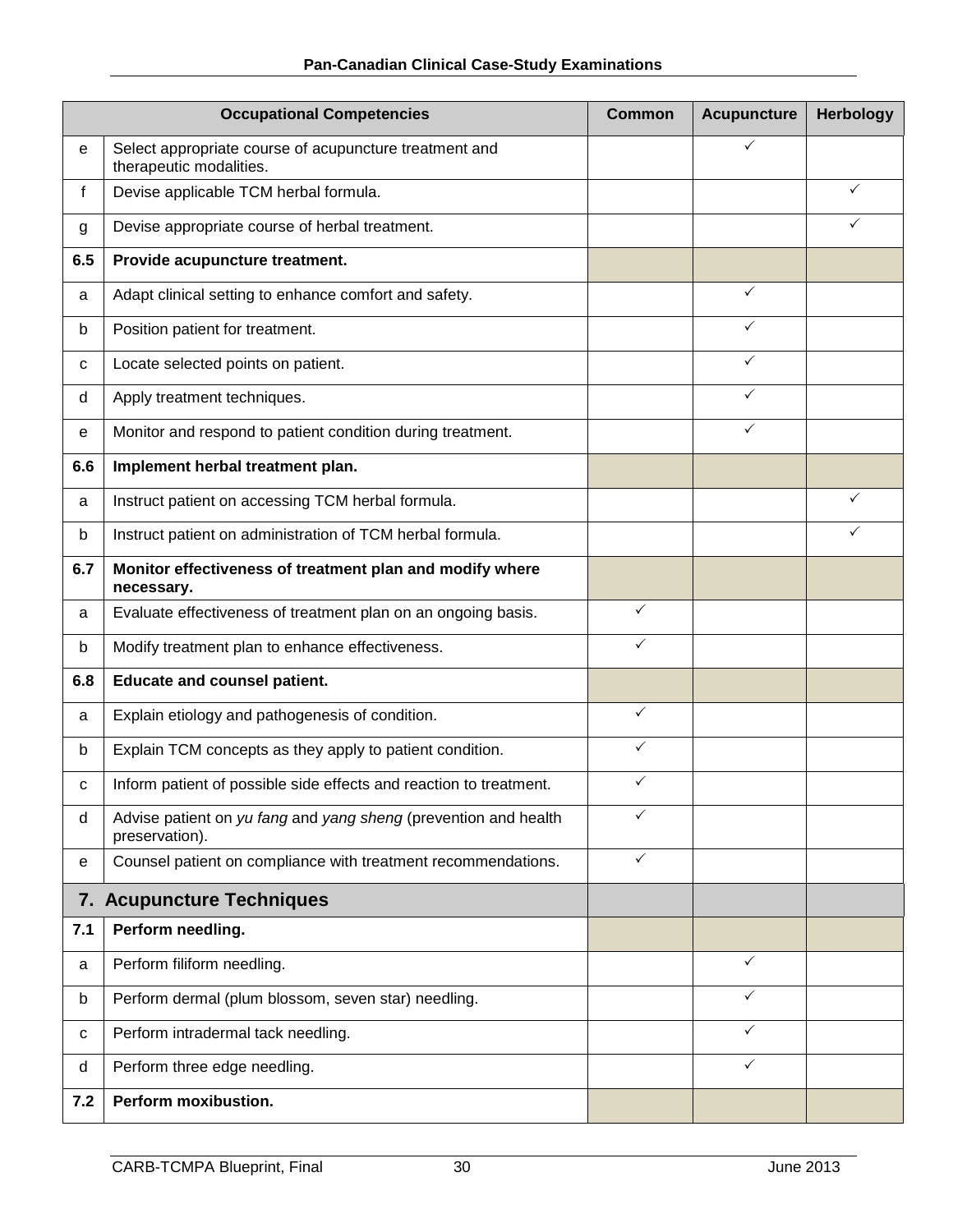| | Occupational Competencies | Common | Acupuncture | Herbology |
|---|---|---|---|---|
| e | Select appropriate course of acupuncture treatment and therapeutic modalities. | | ✓ | |
| f | Devise applicable TCM herbal formula. | | | ✓ |
| g | Devise appropriate course of herbal treatment. | | | ✓ |
| **6.5** | **Provide acupuncture treatment.** | | | |
| a | Adapt clinical setting to enhance comfort and safety. | | ✓ | |
| b | Position patient for treatment. | | ✓ | |
| c | Locate selected points on patient. | | ✓ | |
| d | Apply treatment techniques. | | ✓ | |
| e | Monitor and respond to patient condition during treatment. | | ✓ | |
| **6.6** | **Implement herbal treatment plan.** | | | |
| a | Instruct patient on accessing TCM herbal formula. | | | ✓ |
| b | Instruct patient on administration of TCM herbal formula. | | | ✓ |
| **6.7** | **Monitor effectiveness of treatment plan and modify where necessary.** | | | |
| a | Evaluate effectiveness of treatment plan on an ongoing basis. | ✓ | | |
| b | Modify treatment plan to enhance effectiveness. | ✓ | | |
| **6.8** | **Educate and counsel patient.** | | | |
| a | Explain etiology and pathogenesis of condition. | ✓ | | |
| b | Explain TCM concepts as they apply to patient condition. | ✓ | | |
| c | Inform patient of possible side effects and reaction to treatment. | ✓ | | |
| d | Advise patient on *yu fang* and *yang sheng* (prevention and health preservation). | ✓ | | |
| e | Counsel patient on compliance with treatment recommendations. | ✓ | | |
| **7.** | **Acupuncture Techniques** | | | |
| **7.1** | **Perform needling.** | | | |
| a | Perform filiform needling. | | ✓ | |
| b | Perform dermal (plum blossom, seven star) needling. | | ✓ | |
| c | Perform intradermal tack needling. | | ✓ | |
| d | Perform three edge needling. | | ✓ | |
| **7.2** | **Perform moxibustion.** | | | |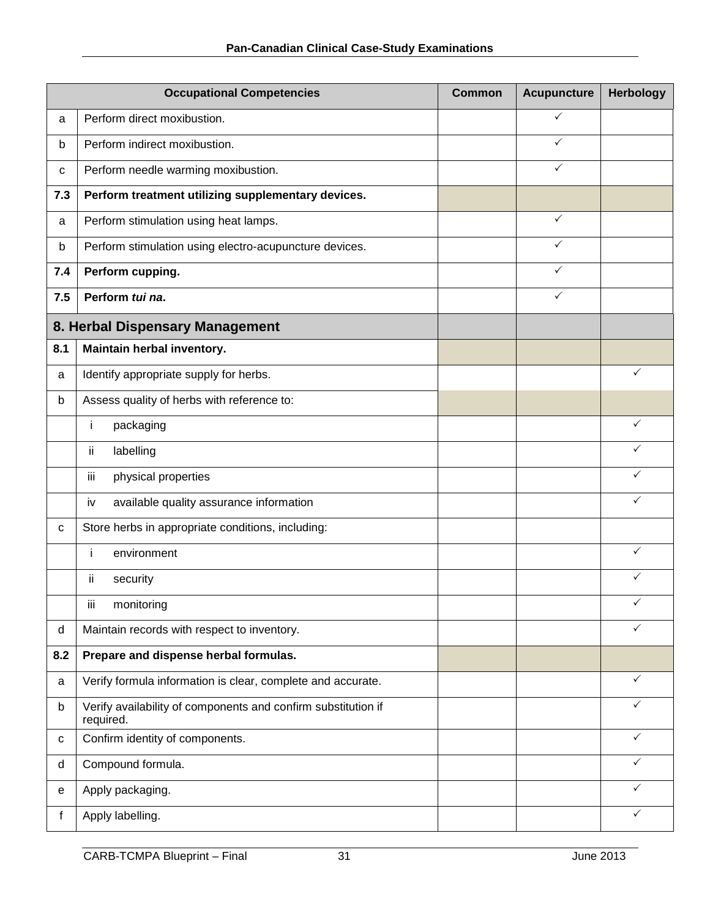| | Occupational Competencies | Common | Acupuncture | Herbology |
|---|---|---|---|---|
| a | Perform direct moxibustion. | | ✓ | |
| b | Perform indirect moxibustion. | | ✓ | |
| c | Perform needle warming moxibustion. | | ✓ | |
| **7.3** | **Perform treatment utilizing supplementary devices.** | | | |
| a | Perform stimulation using heat lamps. | | ✓ | |
| b | Perform stimulation using electro-acupuncture devices. | | ✓ | |
| **7.4** | **Perform cupping.** | | ✓ | |
| **7.5** | **Perform *tui na*.** | | ✓ | |
| **8. Herbal Dispensary Management** | | | | |
| **8.1** | **Maintain herbal inventory.** | | | |
| a | Identify appropriate supply for herbs. | | | ✓ |
| b | Assess quality of herbs with reference to: | | | |
| | i packaging | | | ✓ |
| | ii labelling | | | ✓ |
| | iii physical properties | | | ✓ |
| | iv available quality assurance information | | | ✓ |
| c | Store herbs in appropriate conditions, including: | | | |
| | i environment | | | ✓ |
| | ii security | | | ✓ |
| | iii monitoring | | | ✓ |
| d | Maintain records with respect to inventory. | | | ✓ |
| **8.2** | **Prepare and dispense herbal formulas.** | | | |
| a | Verify formula information is clear, complete and accurate. | | | ✓ |
| b | Verify availability of components and confirm substitution if required. | | | ✓ |
| c | Confirm identity of components. | | | ✓ |
| d | Compound formula. | | | ✓ |
| e | Apply packaging. | | | ✓ |
| f | Apply labelling. | | | ✓ |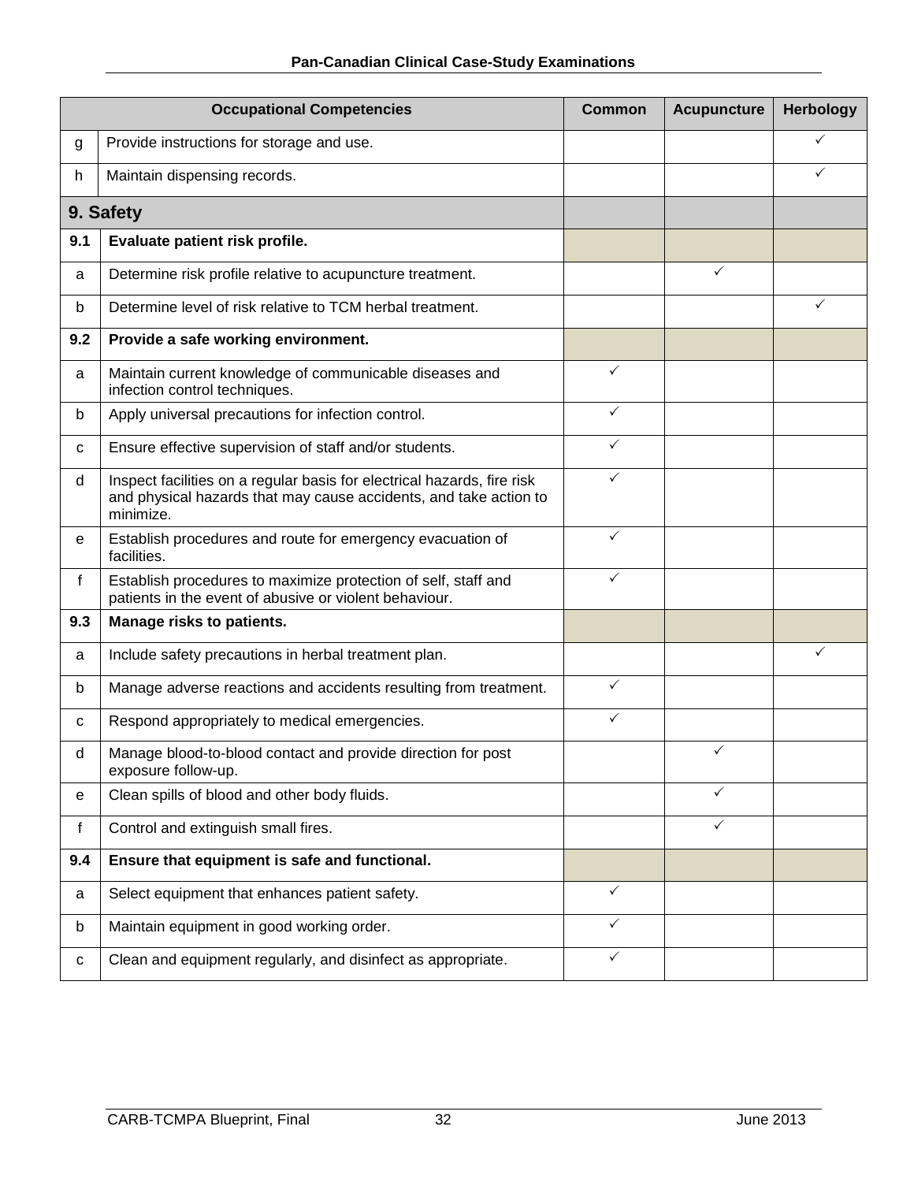| | Occupational Competencies | Common | Acupuncture | Herbology |
|---|---|---|---|---|
| g | Provide instructions for storage and use. | | | ✓ |
| h | Maintain dispensing records. | | | ✓ |
| **9. Safety** | | | | |
| **9.1** | **Evaluate patient risk profile.** | | | |
| a | Determine risk profile relative to acupuncture treatment. | | ✓ | |
| b | Determine level of risk relative to TCM herbal treatment. | | | ✓ |
| **9.2** | **Provide a safe working environment.** | | | |
| a | Maintain current knowledge of communicable diseases and infection control techniques. | ✓ | | |
| b | Apply universal precautions for infection control. | ✓ | | |
| c | Ensure effective supervision of staff and/or students. | ✓ | | |
| d | Inspect facilities on a regular basis for electrical hazards, fire risk and physical hazards that may cause accidents, and take action to minimize. | ✓ | | |
| e | Establish procedures and route for emergency evacuation of facilities. | ✓ | | |
| f | Establish procedures to maximize protection of self, staff and patients in the event of abusive or violent behaviour. | ✓ | | |
| **9.3** | **Manage risks to patients.** | | | |
| a | Include safety precautions in herbal treatment plan. | | | ✓ |
| b | Manage adverse reactions and accidents resulting from treatment. | ✓ | | |
| c | Respond appropriately to medical emergencies. | ✓ | | |
| d | Manage blood-to-blood contact and provide direction for post exposure follow-up. | | ✓ | |
| e | Clean spills of blood and other body fluids. | | ✓ | |
| f | Control and extinguish small fires. | | ✓ | |
| **9.4** | **Ensure that equipment is safe and functional.** | | | |
| a | Select equipment that enhances patient safety. | ✓ | | |
| b | Maintain equipment in good working order. | ✓ | | |
| c | Clean and equipment regularly, and disinfect as appropriate. | ✓ | | |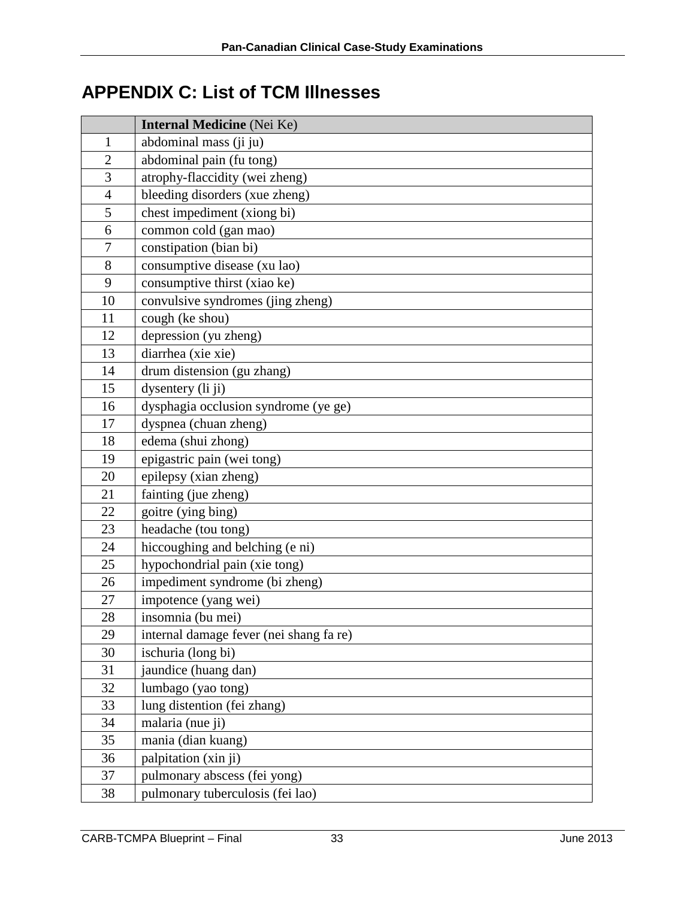# APPENDIX C: List of TCM Illnesses

| | **Internal Medicine** (Nei Ke) |
|---|---|
| 1 | abdominal mass (ji ju) |
| 2 | abdominal pain (fu tong) |
| 3 | atrophy-flaccidity (wei zheng) |
| 4 | bleeding disorders (xue zheng) |
| 5 | chest impediment (xiong bi) |
| 6 | common cold (gan mao) |
| 7 | constipation (bian bi) |
| 8 | consumptive disease (xu lao) |
| 9 | consumptive thirst (xiao ke) |
| 10 | convulsive syndromes (jing zheng) |
| 11 | cough (ke shou) |
| 12 | depression (yu zheng) |
| 13 | diarrhea (xie xie) |
| 14 | drum distension (gu zhang) |
| 15 | dysentery (li ji) |
| 16 | dysphagia occlusion syndrome (ye ge) |
| 17 | dyspnea (chuan zheng) |
| 18 | edema (shui zhong) |
| 19 | epigastric pain (wei tong) |
| 20 | epilepsy (xian zheng) |
| 21 | fainting (jue zheng) |
| 22 | goitre (ying bing) |
| 23 | headache (tou tong) |
| 24 | hiccoughing and belching (e ni) |
| 25 | hypochondrial pain (xie tong) |
| 26 | impediment syndrome (bi zheng) |
| 27 | impotence (yang wei) |
| 28 | insomnia (bu mei) |
| 29 | internal damage fever (nei shang fa re) |
| 30 | ischuria (long bi) |
| 31 | jaundice (huang dan) |
| 32 | lumbago (yao tong) |
| 33 | lung distention (fei zhang) |
| 34 | malaria (nue ji) |
| 35 | mania (dian kuang) |
| 36 | palpitation (xin ji) |
| 37 | pulmonary abscess (fei yong) |
| 38 | pulmonary tuberculosis (fei lao) |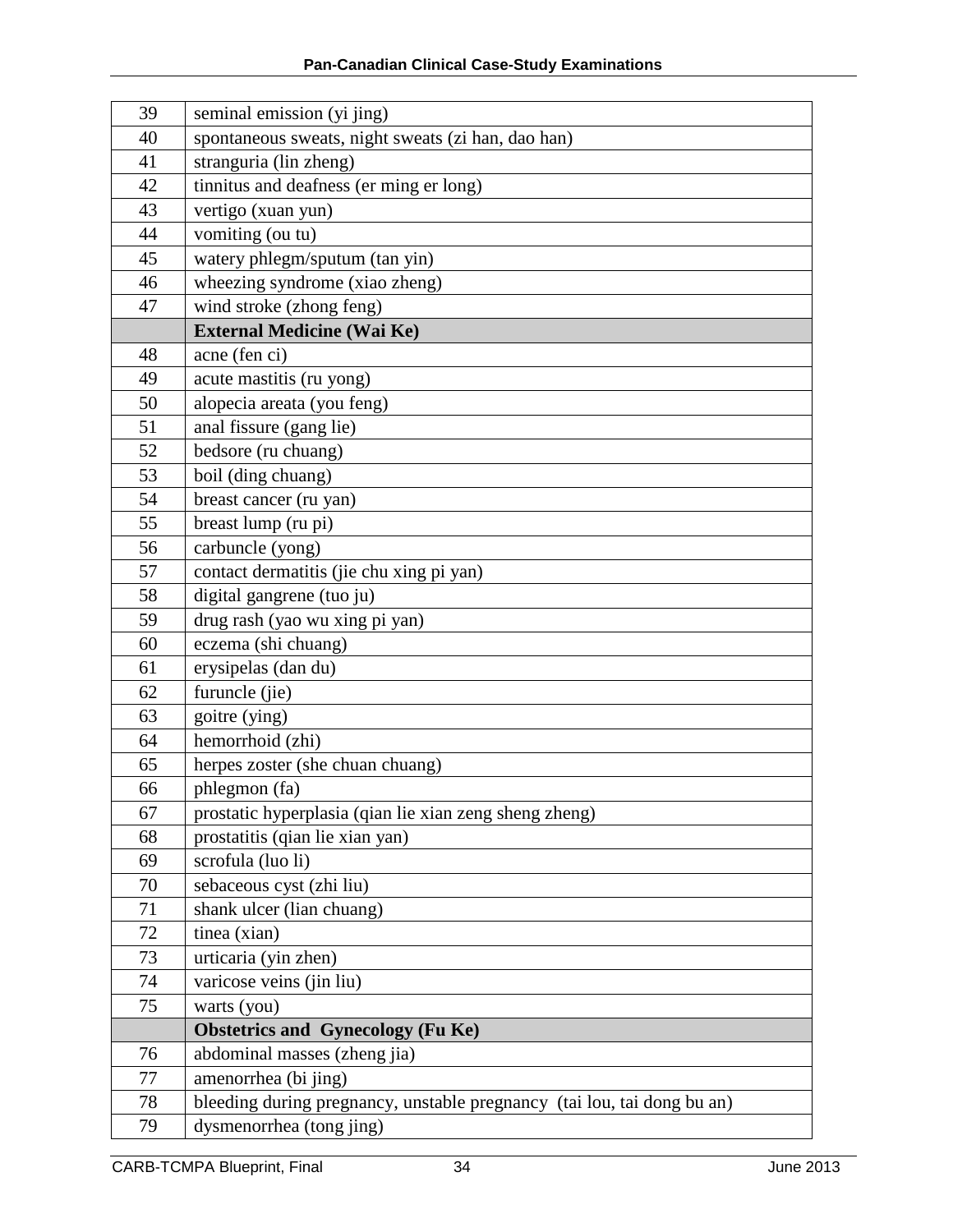| | |
|---|---|
| 39 | seminal emission (yi jing) |
| 40 | spontaneous sweats, night sweats (zi han, dao han) |
| 41 | stranguria (lin zheng) |
| 42 | tinnitus and deafness (er ming er long) |
| 43 | vertigo (xuan yun) |
| 44 | vomiting (ou tu) |
| 45 | watery phlegm/sputum (tan yin) |
| 46 | wheezing syndrome (xiao zheng) |
| 47 | wind stroke (zhong feng) |
| | **External Medicine (Wai Ke)** |
| 48 | acne (fen ci) |
| 49 | acute mastitis (ru yong) |
| 50 | alopecia areata (you feng) |
| 51 | anal fissure (gang lie) |
| 52 | bedsore (ru chuang) |
| 53 | boil (ding chuang) |
| 54 | breast cancer (ru yan) |
| 55 | breast lump (ru pi) |
| 56 | carbuncle (yong) |
| 57 | contact dermatitis (jie chu xing pi yan) |
| 58 | digital gangrene (tuo ju) |
| 59 | drug rash (yao wu xing pi yan) |
| 60 | eczema (shi chuang) |
| 61 | erysipelas (dan du) |
| 62 | furuncle (jie) |
| 63 | goitre (ying) |
| 64 | hemorrhoid (zhi) |
| 65 | herpes zoster (she chuan chuang) |
| 66 | phlegmon (fa) |
| 67 | prostatic hyperplasia (qian lie xian zeng sheng zheng) |
| 68 | prostatitis (qian lie xian yan) |
| 69 | scrofula (luo li) |
| 70 | sebaceous cyst (zhi liu) |
| 71 | shank ulcer (lian chuang) |
| 72 | tinea (xian) |
| 73 | urticaria (yin zhen) |
| 74 | varicose veins (jin liu) |
| 75 | warts (you) |
| | **Obstetrics and Gynecology (Fu Ke)** |
| 76 | abdominal masses (zheng jia) |
| 77 | amenorrhea (bi jing) |
| 78 | bleeding during pregnancy, unstable pregnancy (tai lou, tai dong bu an) |
| 79 | dysmenorrhea (tong jing) |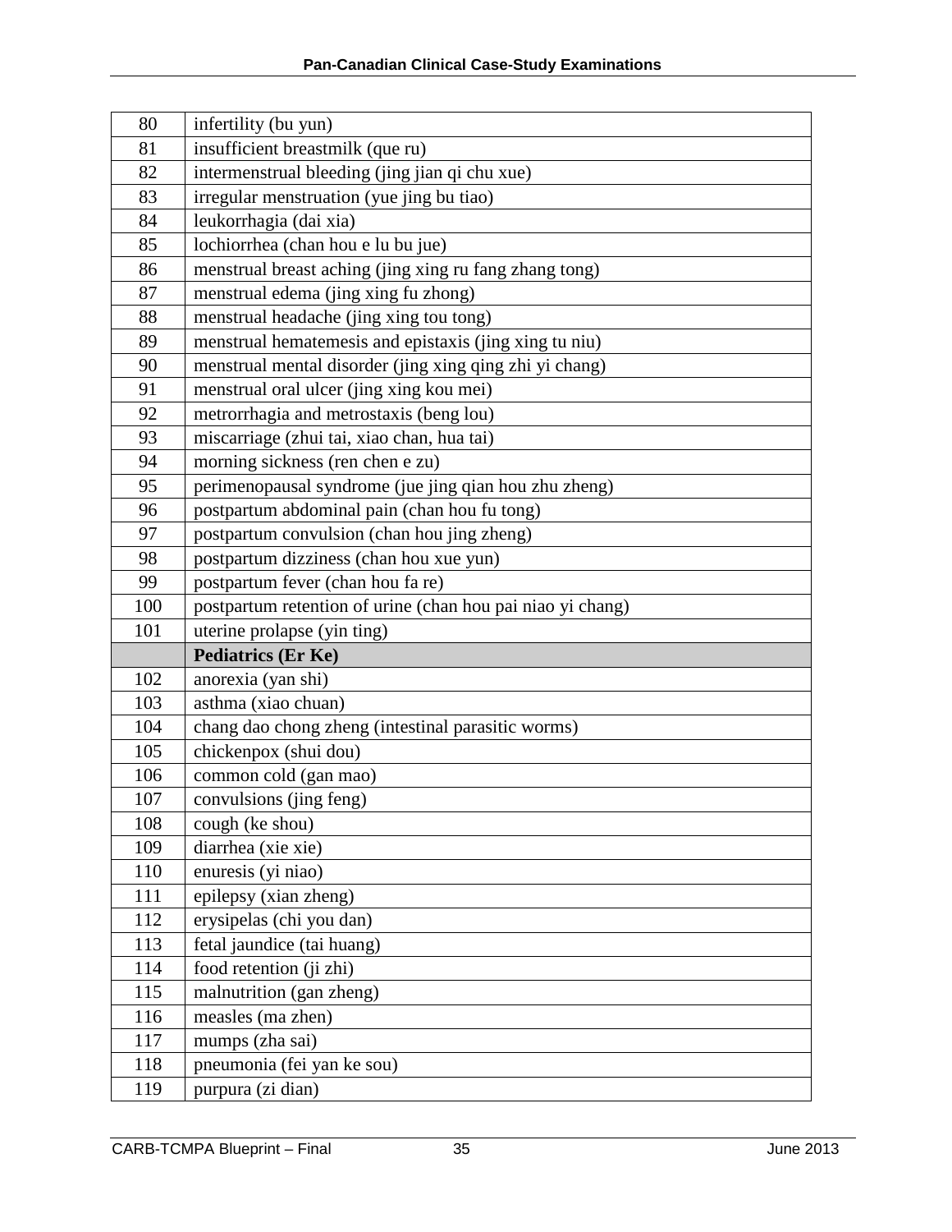| | |
|---|---|
| 80 | infertility (bu yun) |
| 81 | insufficient breastmilk (que ru) |
| 82 | intermenstrual bleeding (jing jian qi chu xue) |
| 83 | irregular menstruation (yue jing bu tiao) |
| 84 | leukorrhagia (dai xia) |
| 85 | lochiorrhea (chan hou e lu bu jue) |
| 86 | menstrual breast aching (jing xing ru fang zhang tong) |
| 87 | menstrual edema (jing xing fu zhong) |
| 88 | menstrual headache (jing xing tou tong) |
| 89 | menstrual hematemesis and epistaxis (jing xing tu niu) |
| 90 | menstrual mental disorder (jing xing qing zhi yi chang) |
| 91 | menstrual oral ulcer (jing xing kou mei) |
| 92 | metrorrhagia and metrostaxis (beng lou) |
| 93 | miscarriage (zhui tai, xiao chan, hua tai) |
| 94 | morning sickness (ren chen e zu) |
| 95 | perimenopausal syndrome (jue jing qian hou zhu zheng) |
| 96 | postpartum abdominal pain (chan hou fu tong) |
| 97 | postpartum convulsion (chan hou jing zheng) |
| 98 | postpartum dizziness (chan hou xue yun) |
| 99 | postpartum fever (chan hou fa re) |
| 100 | postpartum retention of urine (chan hou pai niao yi chang) |
| 101 | uterine prolapse (yin ting) |
| | **Pediatrics (Er Ke)** |
| 102 | anorexia (yan shi) |
| 103 | asthma (xiao chuan) |
| 104 | chang dao chong zheng (intestinal parasitic worms) |
| 105 | chickenpox (shui dou) |
| 106 | common cold (gan mao) |
| 107 | convulsions (jing feng) |
| 108 | cough (ke shou) |
| 109 | diarrhea (xie xie) |
| 110 | enuresis (yi niao) |
| 111 | epilepsy (xian zheng) |
| 112 | erysipelas (chi you dan) |
| 113 | fetal jaundice (tai huang) |
| 114 | food retention (ji zhi) |
| 115 | malnutrition (gan zheng) |
| 116 | measles (ma zhen) |
| 117 | mumps (zha sai) |
| 118 | pneumonia (fei yan ke sou) |
| 119 | purpura (zi dian) |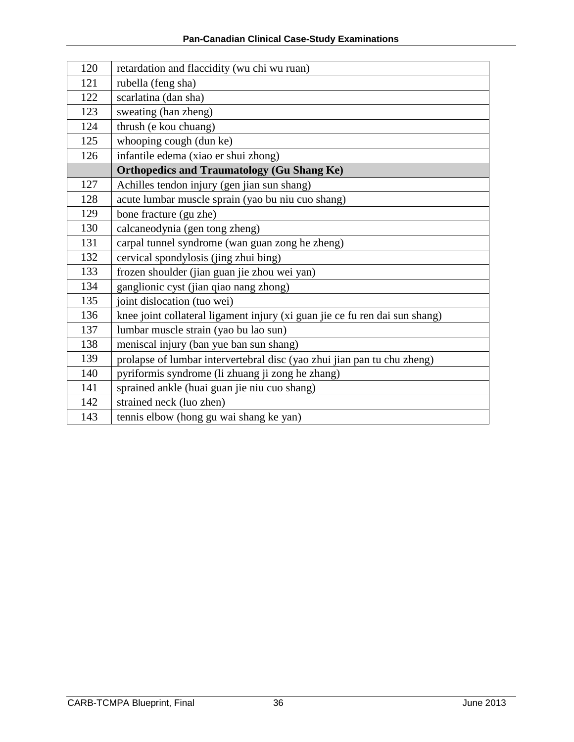| | |
|---|---|
| 120 | retardation and flaccidity (wu chi wu ruan) |
| 121 | rubella (feng sha) |
| 122 | scarlatina (dan sha) |
| 123 | sweating (han zheng) |
| 124 | thrush (e kou chuang) |
| 125 | whooping cough (dun ke) |
| 126 | infantile edema (xiao er shui zhong) |
| | **Orthopedics and Traumatology (Gu Shang Ke)** |
| 127 | Achilles tendon injury (gen jian sun shang) |
| 128 | acute lumbar muscle sprain (yao bu niu cuo shang) |
| 129 | bone fracture (gu zhe) |
| 130 | calcaneodynia (gen tong zheng) |
| 131 | carpal tunnel syndrome (wan guan zong he zheng) |
| 132 | cervical spondylosis (jing zhui bing) |
| 133 | frozen shoulder (jian guan jie zhou wei yan) |
| 134 | ganglionic cyst (jian qiao nang zhong) |
| 135 | joint dislocation (tuo wei) |
| 136 | knee joint collateral ligament injury (xi guan jie ce fu ren dai sun shang) |
| 137 | lumbar muscle strain (yao bu lao sun) |
| 138 | meniscal injury (ban yue ban sun shang) |
| 139 | prolapse of lumbar intervertebral disc (yao zhui jian pan tu chu zheng) |
| 140 | pyriformis syndrome (li zhuang ji zong he zhang) |
| 141 | sprained ankle (huai guan jie niu cuo shang) |
| 142 | strained neck (luo zhen) |
| 143 | tennis elbow (hong gu wai shang ke yan) |